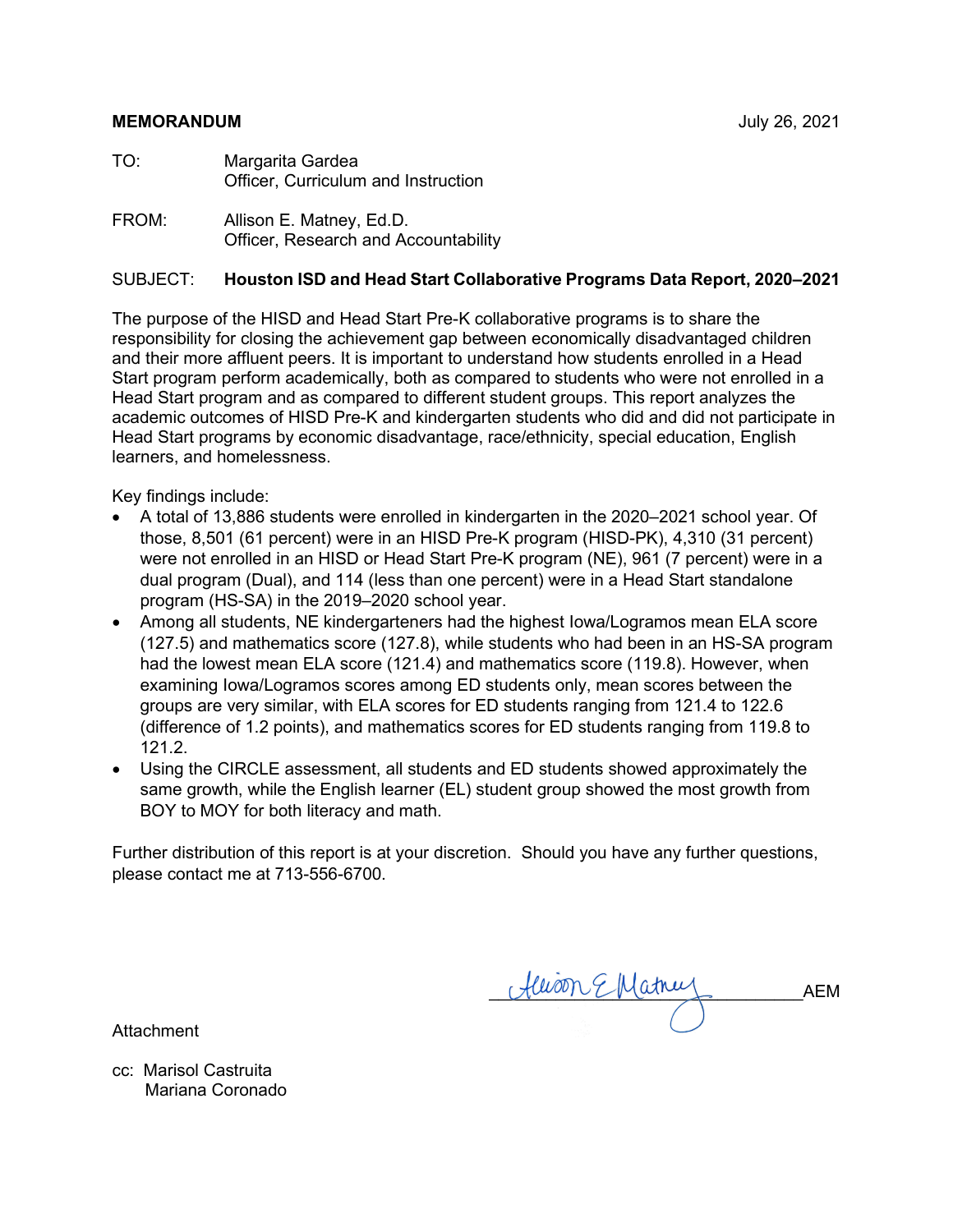**MEMORANDUM** July 26, 2021

TO: Margarita Gardea
Officer, Curriculum and Instruction

FROM: Allison E. Matney, Ed.D.
Officer, Research and Accountability

SUBJECT: **Houston ISD and Head Start Collaborative Programs Data Report, 2020–2021**

The purpose of the HISD and Head Start Pre-K collaborative programs is to share the responsibility for closing the achievement gap between economically disadvantaged children and their more affluent peers. It is important to understand how students enrolled in a Head Start program perform academically, both as compared to students who were not enrolled in a Head Start program and as compared to different student groups. This report analyzes the academic outcomes of HISD Pre-K and kindergarten students who did and did not participate in Head Start programs by economic disadvantage, race/ethnicity, special education, English learners, and homelessness.

Key findings include:

- A total of 13,886 students were enrolled in kindergarten in the 2020–2021 school year. Of those, 8,501 (61 percent) were in an HISD Pre-K program (HISD-PK), 4,310 (31 percent) were not enrolled in an HISD or Head Start Pre-K program (NE), 961 (7 percent) were in a dual program (Dual), and 114 (less than one percent) were in a Head Start standalone program (HS-SA) in the 2019–2020 school year.
- Among all students, NE kindergarteners had the highest Iowa/Logramos mean ELA score (127.5) and mathematics score (127.8), while students who had been in an HS-SA program had the lowest mean ELA score (121.4) and mathematics score (119.8). However, when examining Iowa/Logramos scores among ED students only, mean scores between the groups are very similar, with ELA scores for ED students ranging from 121.4 to 122.6 (difference of 1.2 points), and mathematics scores for ED students ranging from 119.8 to 121.2.
- Using the CIRCLE assessment, all students and ED students showed approximately the same growth, while the English learner (EL) student group showed the most growth from BOY to MOY for both literacy and math.

Further distribution of this report is at your discretion. Should you have any further questions, please contact me at 713-556-6700.

Allison E Matney AEM

Attachment

cc: Marisol Castruita
Mariana Coronado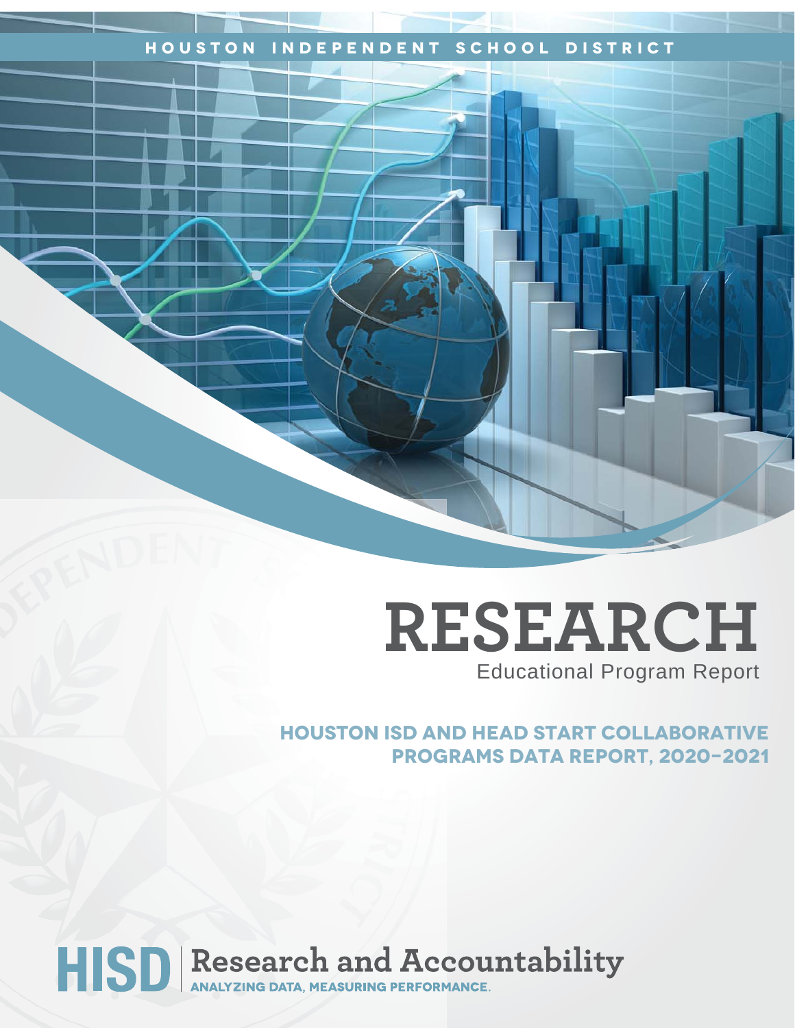HOUSTON INDEPENDENT SCHOOL DISTRICT

# RESEARCH

Educational Program Report

## HOUSTON ISD AND HEAD START COLLABORATIVE PROGRAMS DATA REPORT, 2020–2021

HISD | Research and Accountability

ANALYZING DATA, MEASURING PERFORMANCE.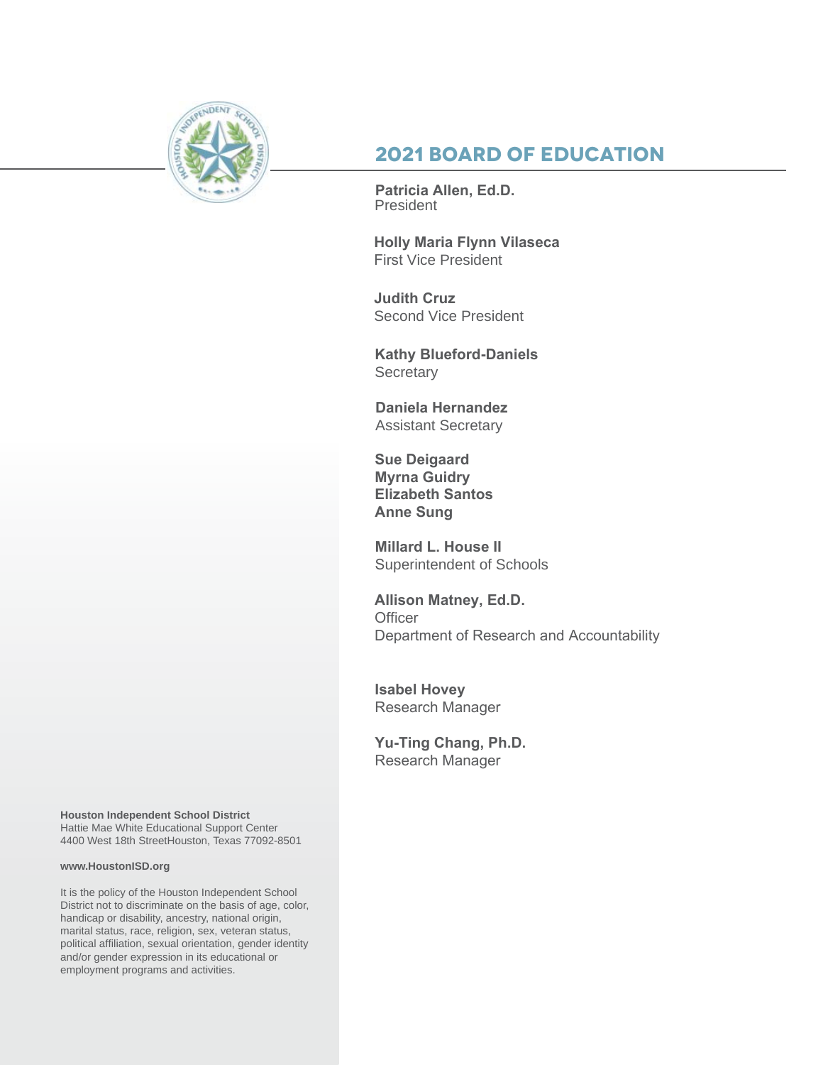# 2021 BOARD OF EDUCATION

**Patricia Allen, Ed.D.**
President

**Holly Maria Flynn Vilaseca**
First Vice President

**Judith Cruz**
Second Vice President

**Kathy Blueford-Daniels**
Secretary

**Daniela Hernandez**
Assistant Secretary

**Sue Deigaard**
**Myrna Guidry**
**Elizabeth Santos**
**Anne Sung**

**Millard L. House II**
Superintendent of Schools

**Allison Matney, Ed.D.**
Officer
Department of Research and Accountability

**Isabel Hovey**
Research Manager

**Yu-Ting Chang, Ph.D.**
Research Manager

**Houston Independent School District**
Hattie Mae White Educational Support Center
4400 West 18th StreetHouston, Texas 77092-8501

**www.HoustonISD.org**

It is the policy of the Houston Independent School District not to discriminate on the basis of age, color, handicap or disability, ancestry, national origin, marital status, race, religion, sex, veteran status, political affiliation, sexual orientation, gender identity and/or gender expression in its educational or employment programs and activities.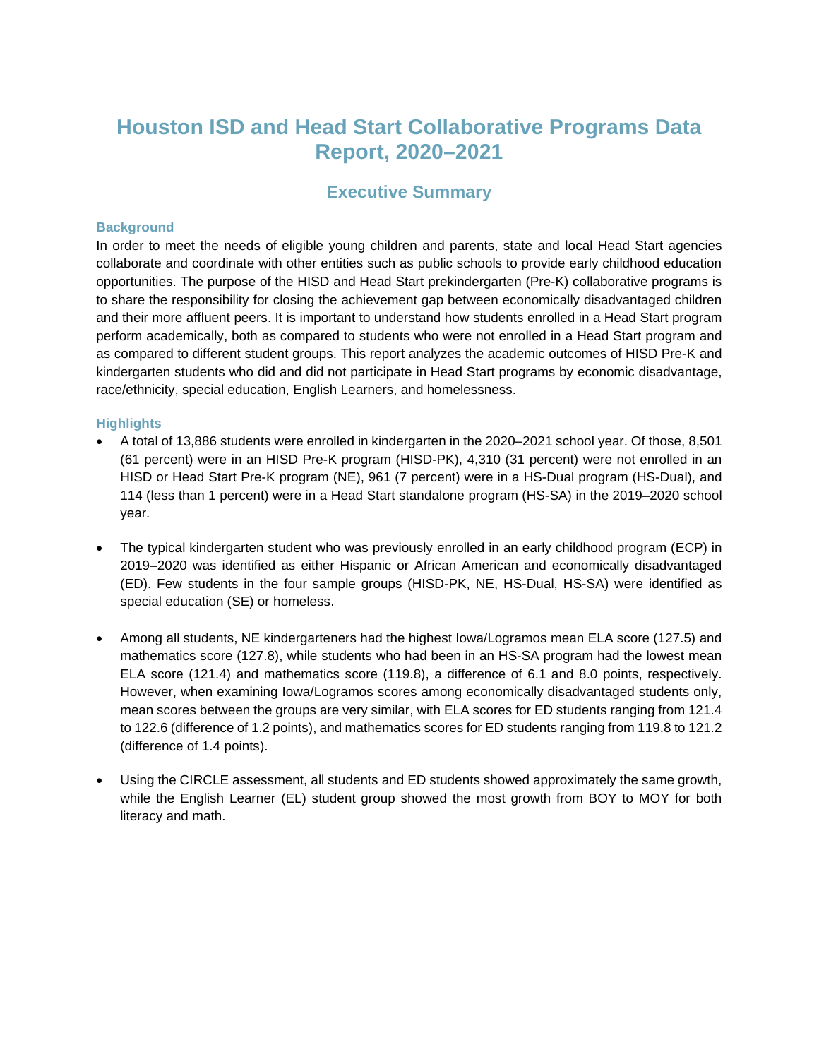# Houston ISD and Head Start Collaborative Programs Data Report, 2020–2021

## Executive Summary

### Background

In order to meet the needs of eligible young children and parents, state and local Head Start agencies collaborate and coordinate with other entities such as public schools to provide early childhood education opportunities. The purpose of the HISD and Head Start prekindergarten (Pre-K) collaborative programs is to share the responsibility for closing the achievement gap between economically disadvantaged children and their more affluent peers. It is important to understand how students enrolled in a Head Start program perform academically, both as compared to students who were not enrolled in a Head Start program and as compared to different student groups. This report analyzes the academic outcomes of HISD Pre-K and kindergarten students who did and did not participate in Head Start programs by economic disadvantage, race/ethnicity, special education, English Learners, and homelessness.

### Highlights

- A total of 13,886 students were enrolled in kindergarten in the 2020–2021 school year. Of those, 8,501 (61 percent) were in an HISD Pre-K program (HISD-PK), 4,310 (31 percent) were not enrolled in an HISD or Head Start Pre-K program (NE), 961 (7 percent) were in a HS-Dual program (HS-Dual), and 114 (less than 1 percent) were in a Head Start standalone program (HS-SA) in the 2019–2020 school year.

- The typical kindergarten student who was previously enrolled in an early childhood program (ECP) in 2019–2020 was identified as either Hispanic or African American and economically disadvantaged (ED). Few students in the four sample groups (HISD-PK, NE, HS-Dual, HS-SA) were identified as special education (SE) or homeless.

- Among all students, NE kindergarteners had the highest Iowa/Logramos mean ELA score (127.5) and mathematics score (127.8), while students who had been in an HS-SA program had the lowest mean ELA score (121.4) and mathematics score (119.8), a difference of 6.1 and 8.0 points, respectively. However, when examining Iowa/Logramos scores among economically disadvantaged students only, mean scores between the groups are very similar, with ELA scores for ED students ranging from 121.4 to 122.6 (difference of 1.2 points), and mathematics scores for ED students ranging from 119.8 to 121.2 (difference of 1.4 points).

- Using the CIRCLE assessment, all students and ED students showed approximately the same growth, while the English Learner (EL) student group showed the most growth from BOY to MOY for both literacy and math.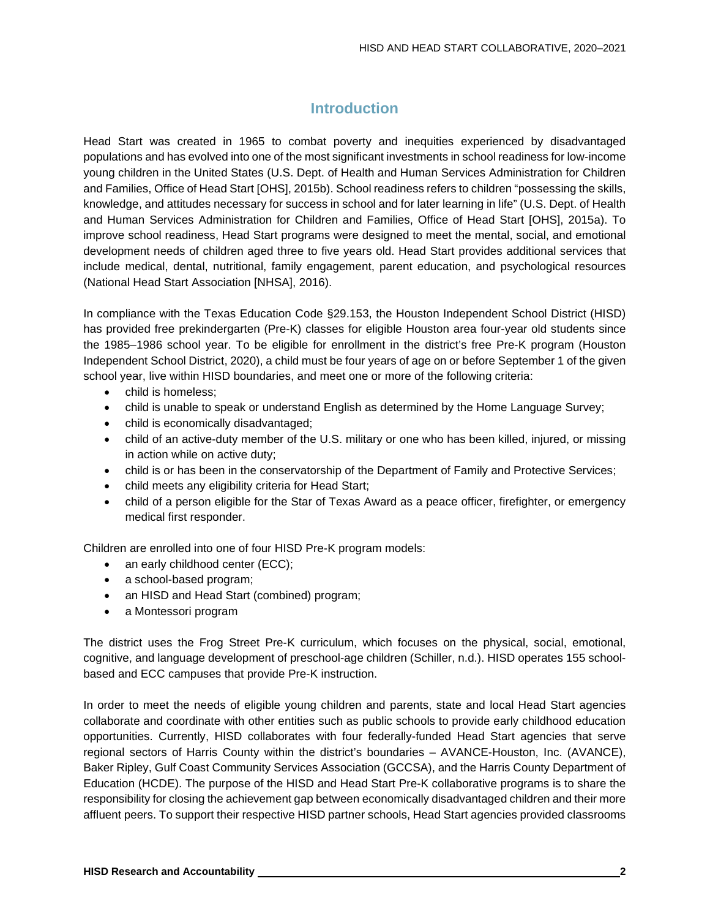# Introduction

Head Start was created in 1965 to combat poverty and inequities experienced by disadvantaged populations and has evolved into one of the most significant investments in school readiness for low-income young children in the United States (U.S. Dept. of Health and Human Services Administration for Children and Families, Office of Head Start [OHS], 2015b). School readiness refers to children "possessing the skills, knowledge, and attitudes necessary for success in school and for later learning in life" (U.S. Dept. of Health and Human Services Administration for Children and Families, Office of Head Start [OHS], 2015a). To improve school readiness, Head Start programs were designed to meet the mental, social, and emotional development needs of children aged three to five years old. Head Start provides additional services that include medical, dental, nutritional, family engagement, parent education, and psychological resources (National Head Start Association [NHSA], 2016).

In compliance with the Texas Education Code §29.153, the Houston Independent School District (HISD) has provided free prekindergarten (Pre-K) classes for eligible Houston area four-year old students since the 1985–1986 school year. To be eligible for enrollment in the district's free Pre-K program (Houston Independent School District, 2020), a child must be four years of age on or before September 1 of the given school year, live within HISD boundaries, and meet one or more of the following criteria:

- child is homeless;
- child is unable to speak or understand English as determined by the Home Language Survey;
- child is economically disadvantaged;
- child of an active-duty member of the U.S. military or one who has been killed, injured, or missing in action while on active duty;
- child is or has been in the conservatorship of the Department of Family and Protective Services;
- child meets any eligibility criteria for Head Start;
- child of a person eligible for the Star of Texas Award as a peace officer, firefighter, or emergency medical first responder.

Children are enrolled into one of four HISD Pre-K program models:

- an early childhood center (ECC);
- a school-based program;
- an HISD and Head Start (combined) program;
- a Montessori program

The district uses the Frog Street Pre-K curriculum, which focuses on the physical, social, emotional, cognitive, and language development of preschool-age children (Schiller, n.d.). HISD operates 155 school-based and ECC campuses that provide Pre-K instruction.

In order to meet the needs of eligible young children and parents, state and local Head Start agencies collaborate and coordinate with other entities such as public schools to provide early childhood education opportunities. Currently, HISD collaborates with four federally-funded Head Start agencies that serve regional sectors of Harris County within the district's boundaries – AVANCE-Houston, Inc. (AVANCE), Baker Ripley, Gulf Coast Community Services Association (GCCSA), and the Harris County Department of Education (HCDE). The purpose of the HISD and Head Start Pre-K collaborative programs is to share the responsibility for closing the achievement gap between economically disadvantaged children and their more affluent peers. To support their respective HISD partner schools, Head Start agencies provided classrooms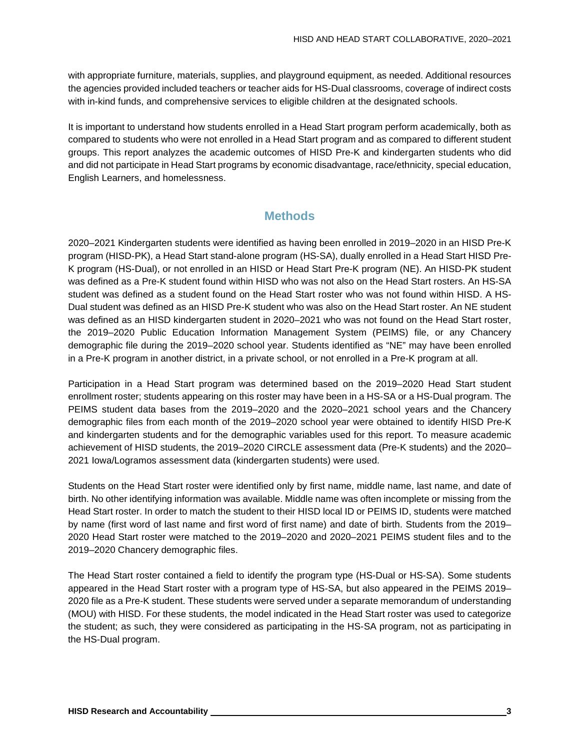with appropriate furniture, materials, supplies, and playground equipment, as needed. Additional resources the agencies provided included teachers or teacher aids for HS-Dual classrooms, coverage of indirect costs with in-kind funds, and comprehensive services to eligible children at the designated schools.

It is important to understand how students enrolled in a Head Start program perform academically, both as compared to students who were not enrolled in a Head Start program and as compared to different student groups. This report analyzes the academic outcomes of HISD Pre-K and kindergarten students who did and did not participate in Head Start programs by economic disadvantage, race/ethnicity, special education, English Learners, and homelessness.

## Methods

2020–2021 Kindergarten students were identified as having been enrolled in 2019–2020 in an HISD Pre-K program (HISD-PK), a Head Start stand-alone program (HS-SA), dually enrolled in a Head Start HISD Pre-K program (HS-Dual), or not enrolled in an HISD or Head Start Pre-K program (NE). An HISD-PK student was defined as a Pre-K student found within HISD who was not also on the Head Start rosters. An HS-SA student was defined as a student found on the Head Start roster who was not found within HISD. A HS-Dual student was defined as an HISD Pre-K student who was also on the Head Start roster. An NE student was defined as an HISD kindergarten student in 2020–2021 who was not found on the Head Start roster, the 2019–2020 Public Education Information Management System (PEIMS) file, or any Chancery demographic file during the 2019–2020 school year. Students identified as "NE" may have been enrolled in a Pre-K program in another district, in a private school, or not enrolled in a Pre-K program at all.

Participation in a Head Start program was determined based on the 2019–2020 Head Start student enrollment roster; students appearing on this roster may have been in a HS-SA or a HS-Dual program. The PEIMS student data bases from the 2019–2020 and the 2020–2021 school years and the Chancery demographic files from each month of the 2019–2020 school year were obtained to identify HISD Pre-K and kindergarten students and for the demographic variables used for this report. To measure academic achievement of HISD students, the 2019–2020 CIRCLE assessment data (Pre-K students) and the 2020–2021 Iowa/Logramos assessment data (kindergarten students) were used.

Students on the Head Start roster were identified only by first name, middle name, last name, and date of birth. No other identifying information was available. Middle name was often incomplete or missing from the Head Start roster. In order to match the student to their HISD local ID or PEIMS ID, students were matched by name (first word of last name and first word of first name) and date of birth. Students from the 2019–2020 Head Start roster were matched to the 2019–2020 and 2020–2021 PEIMS student files and to the 2019–2020 Chancery demographic files.

The Head Start roster contained a field to identify the program type (HS-Dual or HS-SA). Some students appeared in the Head Start roster with a program type of HS-SA, but also appeared in the PEIMS 2019–2020 file as a Pre-K student. These students were served under a separate memorandum of understanding (MOU) with HISD. For these students, the model indicated in the Head Start roster was used to categorize the student; as such, they were considered as participating in the HS-SA program, not as participating in the HS-Dual program.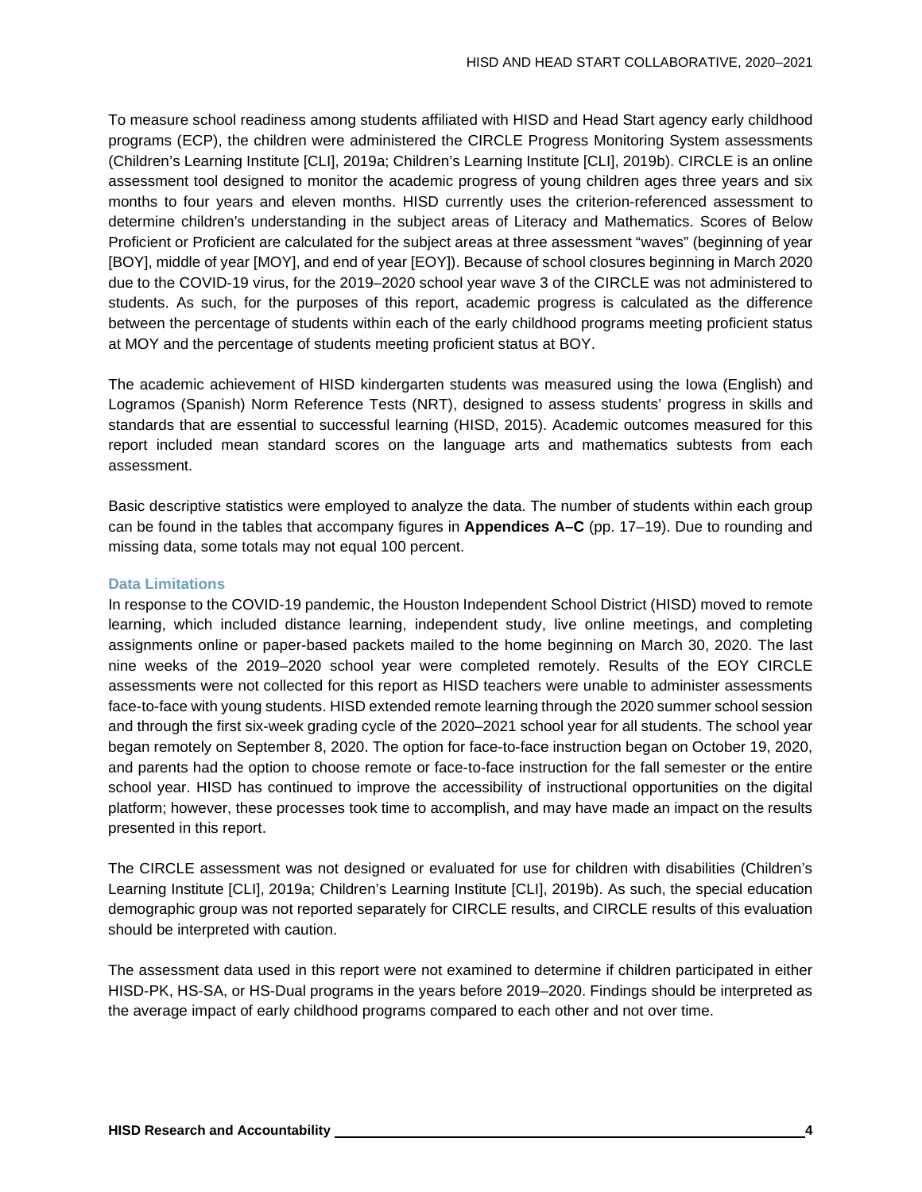To measure school readiness among students affiliated with HISD and Head Start agency early childhood programs (ECP), the children were administered the CIRCLE Progress Monitoring System assessments (Children's Learning Institute [CLI], 2019a; Children's Learning Institute [CLI], 2019b). CIRCLE is an online assessment tool designed to monitor the academic progress of young children ages three years and six months to four years and eleven months. HISD currently uses the criterion-referenced assessment to determine children's understanding in the subject areas of Literacy and Mathematics. Scores of Below Proficient or Proficient are calculated for the subject areas at three assessment "waves" (beginning of year [BOY], middle of year [MOY], and end of year [EOY]). Because of school closures beginning in March 2020 due to the COVID-19 virus, for the 2019–2020 school year wave 3 of the CIRCLE was not administered to students. As such, for the purposes of this report, academic progress is calculated as the difference between the percentage of students within each of the early childhood programs meeting proficient status at MOY and the percentage of students meeting proficient status at BOY.

The academic achievement of HISD kindergarten students was measured using the Iowa (English) and Logramos (Spanish) Norm Reference Tests (NRT), designed to assess students' progress in skills and standards that are essential to successful learning (HISD, 2015). Academic outcomes measured for this report included mean standard scores on the language arts and mathematics subtests from each assessment.

Basic descriptive statistics were employed to analyze the data. The number of students within each group can be found in the tables that accompany figures in **Appendices A–C** (pp. 17–19). Due to rounding and missing data, some totals may not equal 100 percent.

### Data Limitations

In response to the COVID-19 pandemic, the Houston Independent School District (HISD) moved to remote learning, which included distance learning, independent study, live online meetings, and completing assignments online or paper-based packets mailed to the home beginning on March 30, 2020. The last nine weeks of the 2019–2020 school year were completed remotely. Results of the EOY CIRCLE assessments were not collected for this report as HISD teachers were unable to administer assessments face-to-face with young students. HISD extended remote learning through the 2020 summer school session and through the first six-week grading cycle of the 2020–2021 school year for all students. The school year began remotely on September 8, 2020. The option for face-to-face instruction began on October 19, 2020, and parents had the option to choose remote or face-to-face instruction for the fall semester or the entire school year. HISD has continued to improve the accessibility of instructional opportunities on the digital platform; however, these processes took time to accomplish, and may have made an impact on the results presented in this report.

The CIRCLE assessment was not designed or evaluated for use for children with disabilities (Children's Learning Institute [CLI], 2019a; Children's Learning Institute [CLI], 2019b). As such, the special education demographic group was not reported separately for CIRCLE results, and CIRCLE results of this evaluation should be interpreted with caution.

The assessment data used in this report were not examined to determine if children participated in either HISD-PK, HS-SA, or HS-Dual programs in the years before 2019–2020. Findings should be interpreted as the average impact of early childhood programs compared to each other and not over time.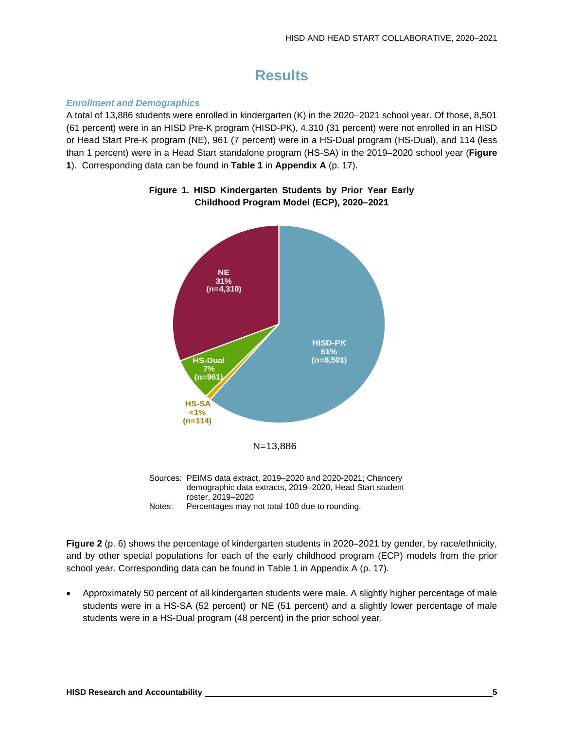# Results

### *Enrollment and Demographics*

A total of 13,886 students were enrolled in kindergarten (K) in the 2020–2021 school year. Of those, 8,501 (61 percent) were in an HISD Pre-K program (HISD-PK), 4,310 (31 percent) were not enrolled in an HISD or Head Start Pre-K program (NE), 961 (7 percent) were in a HS-Dual program (HS-Dual), and 114 (less than 1 percent) were in a Head Start standalone program (HS-SA) in the 2019–2020 school year (**Figure 1**). Corresponding data can be found in **Table 1** in **Appendix A** (p. 17).

**Figure 1. HISD Kindergarten Students by Prior Year Early Childhood Program Model (ECP), 2020–2021**

NE
31%
(n=4,310)

HISD-PK
61%
(n=8,501)

HS-Dual
7%
(n=961)

HS-SA
<1%
(n=114)

N=13,886

Sources: PEIMS data extract, 2019–2020 and 2020-2021; Chancery demographic data extracts, 2019–2020, Head Start student roster, 2019–2020
Notes: Percentages may not total 100 due to rounding.

**Figure 2** (p. 6) shows the percentage of kindergarten students in 2020–2021 by gender, by race/ethnicity, and by other special populations for each of the early childhood program (ECP) models from the prior school year. Corresponding data can be found in Table 1 in Appendix A (p. 17).

- Approximately 50 percent of all kindergarten students were male. A slightly higher percentage of male students were in a HS-SA (52 percent) or NE (51 percent) and a slightly lower percentage of male students were in a HS-Dual program (48 percent) in the prior school year.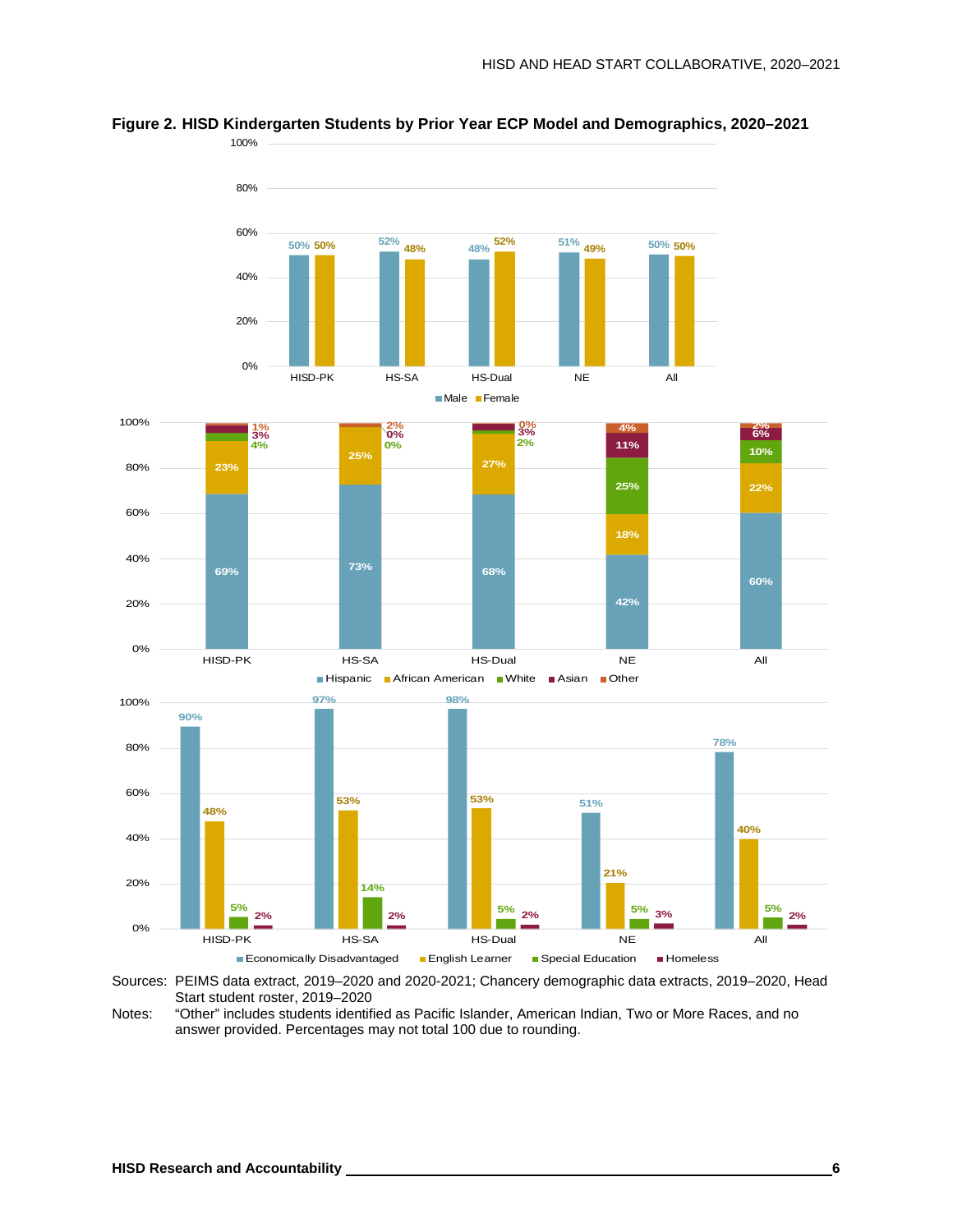**Figure 2. HISD Kindergarten Students by Prior Year ECP Model and Demographics, 2020–2021**

100%
80%
60%
40%
20%
0%

50% 50%
52% 48%
48% 52%
51% 49%
50% 50%

HISD-PK HS-SA HS-Dual NE All

Male Female

100%
80%
60%
40%
20%
0%

HISD-PK: 69% 23% 4% 3% 1%
HS-SA: 73% 25% 0% 0% 2%
HS-Dual: 68% 27% 2% 3% 0%
NE: 42% 18% 25% 11% 4%
All: 60% 22% 10% 6% 2%

HISD-PK HS-SA HS-Dual NE All

Hispanic African American White Asian Other

100%
80%
60%
40%
20%
0%

HISD-PK: 90% 48% 5% 2%
HS-SA: 97% 53% 14% 2%
HS-Dual: 98% 53% 5% 2%
NE: 51% 21% 5% 3%
All: 78% 40% 5% 2%

HISD-PK HS-SA HS-Dual NE All

Economically Disadvantaged English Learner Special Education Homeless

Sources: PEIMS data extract, 2019–2020 and 2020-2021; Chancery demographic data extracts, 2019–2020, Head Start student roster, 2019–2020

Notes: "Other" includes students identified as Pacific Islander, American Indian, Two or More Races, and no answer provided. Percentages may not total 100 due to rounding.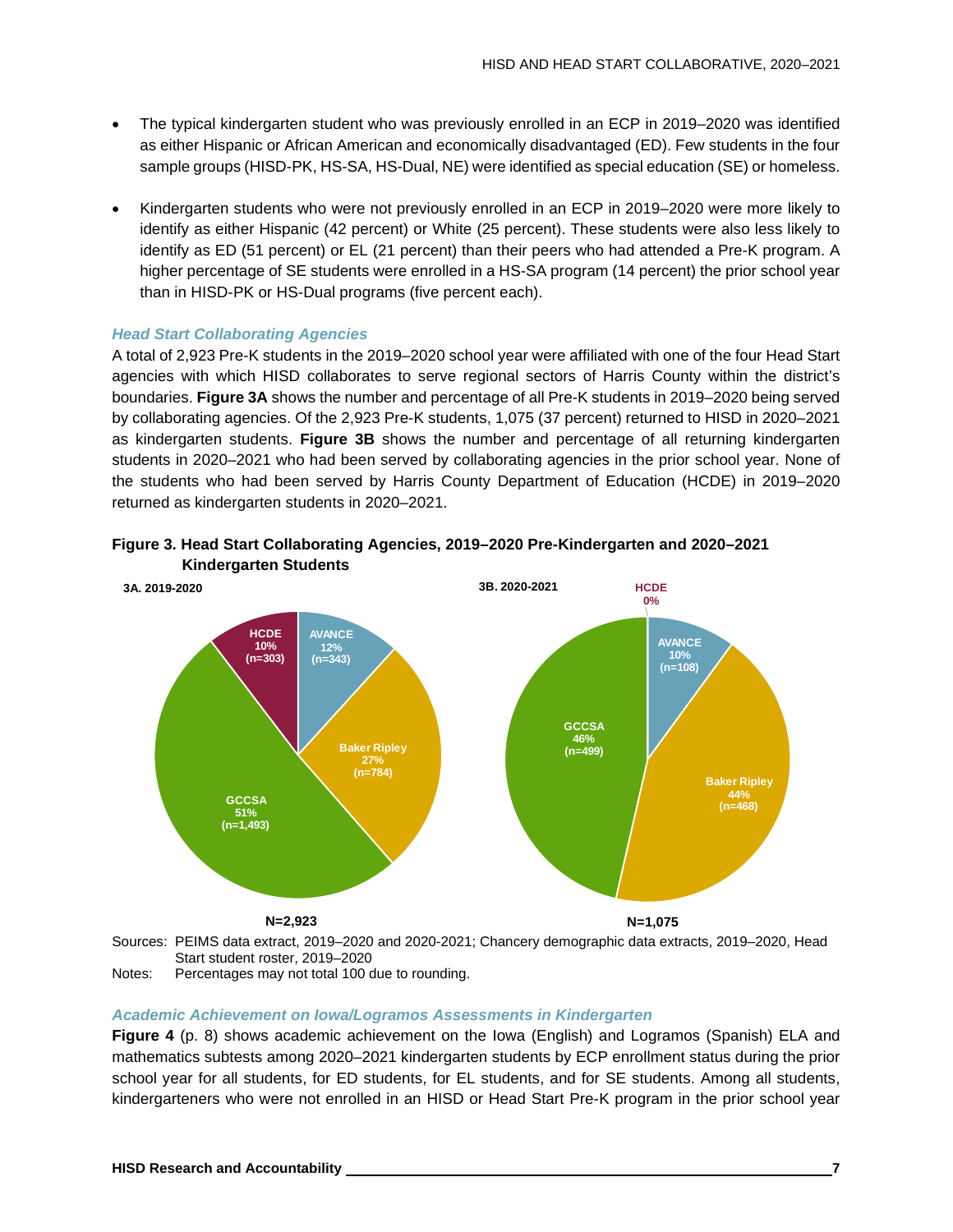- The typical kindergarten student who was previously enrolled in an ECP in 2019–2020 was identified as either Hispanic or African American and economically disadvantaged (ED). Few students in the four sample groups (HISD-PK, HS-SA, HS-Dual, NE) were identified as special education (SE) or homeless.

- Kindergarten students who were not previously enrolled in an ECP in 2019–2020 were more likely to identify as either Hispanic (42 percent) or White (25 percent). These students were also less likely to identify as ED (51 percent) or EL (21 percent) than their peers who had attended a Pre-K program. A higher percentage of SE students were enrolled in a HS-SA program (14 percent) the prior school year than in HISD-PK or HS-Dual programs (five percent each).

### *Head Start Collaborating Agencies*

A total of 2,923 Pre-K students in the 2019–2020 school year were affiliated with one of the four Head Start agencies with which HISD collaborates to serve regional sectors of Harris County within the district's boundaries. **Figure 3A** shows the number and percentage of all Pre-K students in 2019–2020 being served by collaborating agencies. Of the 2,923 Pre-K students, 1,075 (37 percent) returned to HISD in 2020–2021 as kindergarten students. **Figure 3B** shows the number and percentage of all returning kindergarten students in 2020–2021 who had been served by collaborating agencies in the prior school year. None of the students who had been served by Harris County Department of Education (HCDE) in 2019–2020 returned as kindergarten students in 2020–2021.

**Figure 3. Head Start Collaborating Agencies, 2019–2020 Pre-Kindergarten and 2020–2021 Kindergarten Students**

3A. 2019-2020

HCDE 10% (n=303)
AVANCE 12% (n=343)
Baker Ripley 27% (n=784)
GCCSA 51% (n=1,493)

N=2,923

3B. 2020-2021

HCDE 0%
AVANCE 10% (n=108)
Baker Ripley 44% (n=468)
GCCSA 46% (n=499)

N=1,075

Sources: PEIMS data extract, 2019–2020 and 2020-2021; Chancery demographic data extracts, 2019–2020, Head Start student roster, 2019–2020

Notes: Percentages may not total 100 due to rounding.

### *Academic Achievement on Iowa/Logramos Assessments in Kindergarten*

**Figure 4** (p. 8) shows academic achievement on the Iowa (English) and Logramos (Spanish) ELA and mathematics subtests among 2020–2021 kindergarten students by ECP enrollment status during the prior school year for all students, for ED students, for EL students, and for SE students. Among all students, kindergarteners who were not enrolled in an HISD or Head Start Pre-K program in the prior school year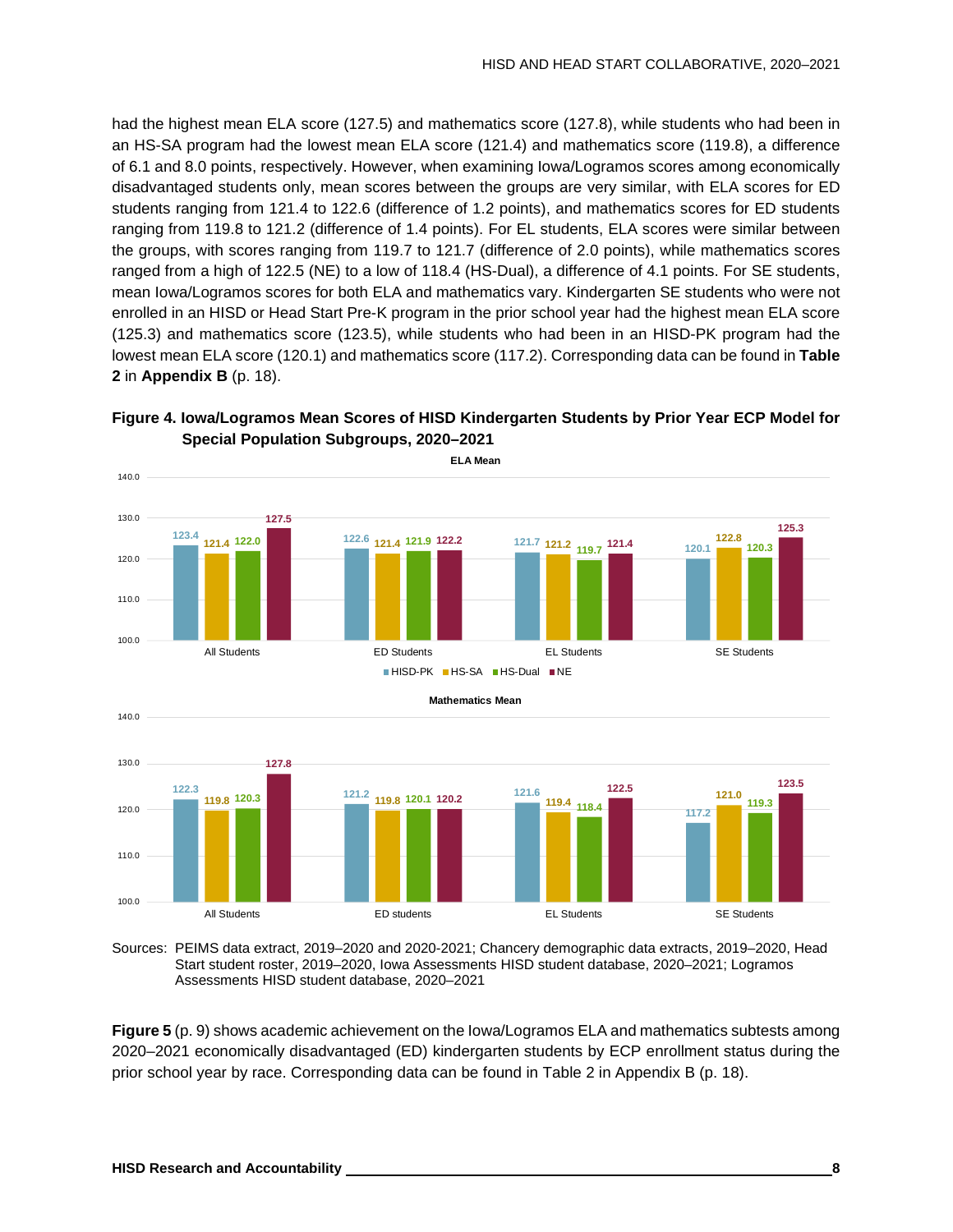had the highest mean ELA score (127.5) and mathematics score (127.8), while students who had been in an HS-SA program had the lowest mean ELA score (121.4) and mathematics score (119.8), a difference of 6.1 and 8.0 points, respectively. However, when examining Iowa/Logramos scores among economically disadvantaged students only, mean scores between the groups are very similar, with ELA scores for ED students ranging from 121.4 to 122.6 (difference of 1.2 points), and mathematics scores for ED students ranging from 119.8 to 121.2 (difference of 1.4 points). For EL students, ELA scores were similar between the groups, with scores ranging from 119.7 to 121.7 (difference of 2.0 points), while mathematics scores ranged from a high of 122.5 (NE) to a low of 118.4 (HS-Dual), a difference of 4.1 points. For SE students, mean Iowa/Logramos scores for both ELA and mathematics vary. Kindergarten SE students who were not enrolled in an HISD or Head Start Pre-K program in the prior school year had the highest mean ELA score (125.3) and mathematics score (123.5), while students who had been in an HISD-PK program had the lowest mean ELA score (120.1) and mathematics score (117.2). Corresponding data can be found in **Table 2** in **Appendix B** (p. 18).

**Figure 4. Iowa/Logramos Mean Scores of HISD Kindergarten Students by Prior Year ECP Model for Special Population Subgroups, 2020–2021**

ELA Mean

140.0
130.0
120.0
110.0
100.0

All Students: 123.4, 121.4, 122.0, 127.5
ED Students: 122.6, 121.4, 121.9, 122.2
EL Students: 121.7, 121.2, 119.7, 121.4
SE Students: 120.1, 122.8, 120.3, 125.3

HISD-PK HS-SA HS-Dual NE

Mathematics Mean

140.0
130.0
120.0
110.0
100.0

All Students: 122.3, 119.8, 120.3, 127.8
ED students: 121.2, 119.8, 120.1, 120.2
EL Students: 121.6, 119.4, 118.4, 122.5
SE Students: 117.2, 121.0, 119.3, 123.5

Sources: PEIMS data extract, 2019–2020 and 2020-2021; Chancery demographic data extracts, 2019–2020, Head Start student roster, 2019–2020, Iowa Assessments HISD student database, 2020–2021; Logramos Assessments HISD student database, 2020–2021

**Figure 5** (p. 9) shows academic achievement on the Iowa/Logramos ELA and mathematics subtests among 2020–2021 economically disadvantaged (ED) kindergarten students by ECP enrollment status during the prior school year by race. Corresponding data can be found in Table 2 in Appendix B (p. 18).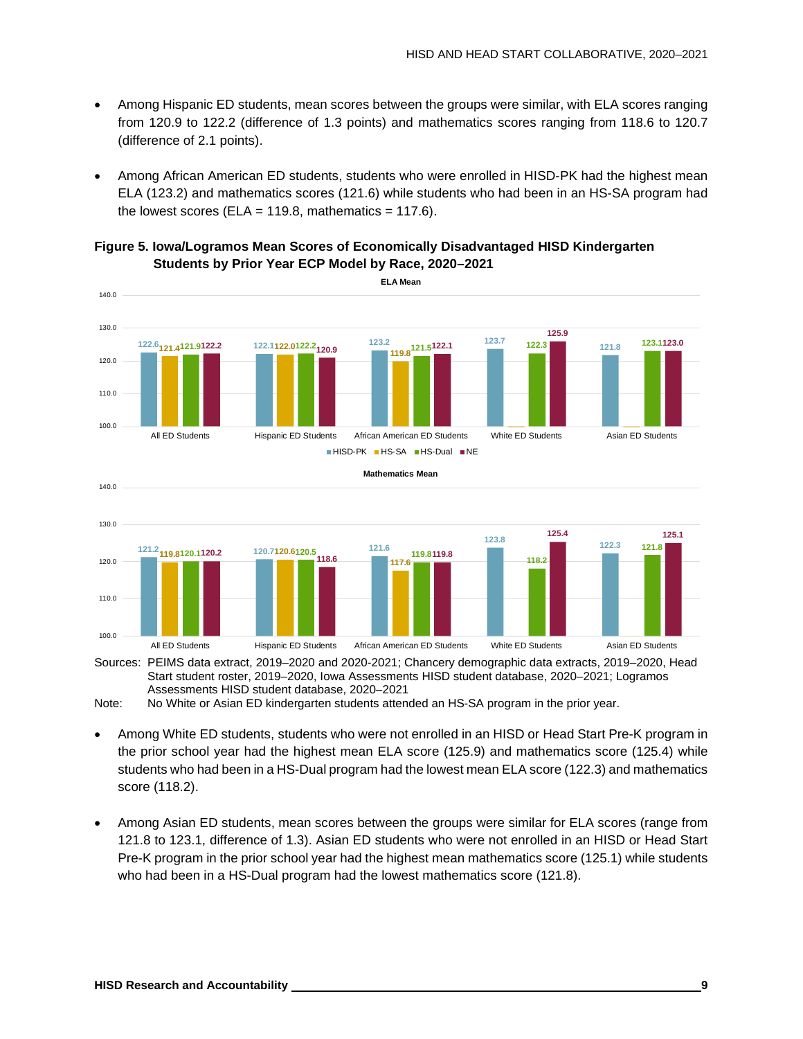- Among Hispanic ED students, mean scores between the groups were similar, with ELA scores ranging from 120.9 to 122.2 (difference of 1.3 points) and mathematics scores ranging from 118.6 to 120.7 (difference of 2.1 points).

- Among African American ED students, students who were enrolled in HISD-PK had the highest mean ELA (123.2) and mathematics scores (121.6) while students who had been in an HS-SA program had the lowest scores (ELA = 119.8, mathematics = 117.6).

**Figure 5. Iowa/Logramos Mean Scores of Economically Disadvantaged HISD Kindergarten Students by Prior Year ECP Model by Race, 2020–2021**

ELA Mean

140.0
130.0
120.0
110.0
100.0

All ED Students: 122.6, 121.4, 121.9, 122.2
Hispanic ED Students: 122.1, 122.0, 122.2, 120.9
African American ED Students: 123.2, 119.8, 121.5, 122.1
White ED Students: 123.7, 122.3, 125.9
Asian ED Students: 121.8, 123.1, 123.0

HISD-PK HS-SA HS-Dual NE

Mathematics Mean

140.0
130.0
120.0
110.0
100.0

All ED Students: 121.2, 119.8, 120.1, 120.2
Hispanic ED Students: 120.7, 120.6, 120.5, 118.6
African American ED Students: 121.6, 117.6, 119.8, 119.8
White ED Students: 123.8, 118.2, 125.4
Asian ED Students: 122.3, 121.8, 125.1

Sources: PEIMS data extract, 2019–2020 and 2020-2021; Chancery demographic data extracts, 2019–2020, Head Start student roster, 2019–2020, Iowa Assessments HISD student database, 2020–2021; Logramos Assessments HISD student database, 2020–2021

Note: No White or Asian ED kindergarten students attended an HS-SA program in the prior year.

- Among White ED students, students who were not enrolled in an HISD or Head Start Pre-K program in the prior school year had the highest mean ELA score (125.9) and mathematics score (125.4) while students who had been in a HS-Dual program had the lowest mean ELA score (122.3) and mathematics score (118.2).

- Among Asian ED students, mean scores between the groups were similar for ELA scores (range from 121.8 to 123.1, difference of 1.3). Asian ED students who were not enrolled in an HISD or Head Start Pre-K program in the prior school year had the highest mean mathematics score (125.1) while students who had been in a HS-Dual program had the lowest mathematics score (121.8).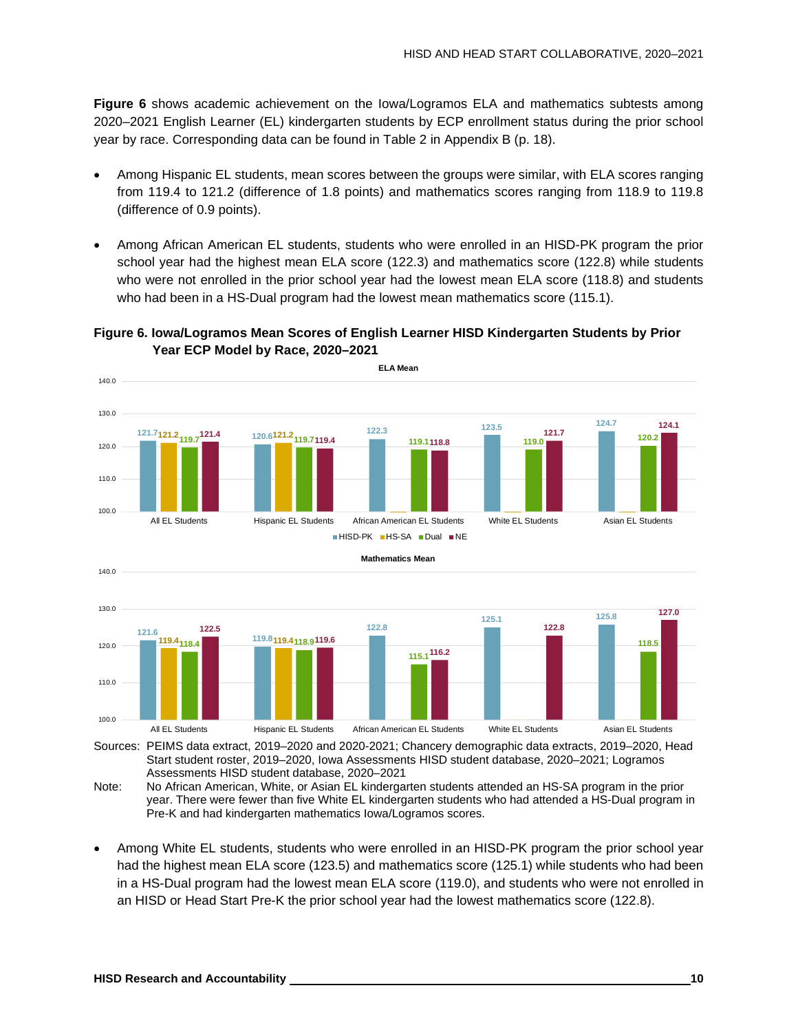**Figure 6** shows academic achievement on the Iowa/Logramos ELA and mathematics subtests among 2020–2021 English Learner (EL) kindergarten students by ECP enrollment status during the prior school year by race. Corresponding data can be found in Table 2 in Appendix B (p. 18).

- Among Hispanic EL students, mean scores between the groups were similar, with ELA scores ranging from 119.4 to 121.2 (difference of 1.8 points) and mathematics scores ranging from 118.9 to 119.8 (difference of 0.9 points).
- Among African American EL students, students who were enrolled in an HISD-PK program the prior school year had the highest mean ELA score (122.3) and mathematics score (122.8) while students who were not enrolled in the prior school year had the lowest mean ELA score (118.8) and students who had been in a HS-Dual program had the lowest mean mathematics score (115.1).

**Figure 6. Iowa/Logramos Mean Scores of English Learner HISD Kindergarten Students by Prior Year ECP Model by Race, 2020–2021**

ELA Mean

140.0
130.0
120.0
110.0
100.0

121.7 121.2 119.7 121.4
120.6 121.2 119.7 119.4
122.3 119.1 118.8
123.5 119.0 121.7
124.7 120.2 124.1

All EL Students
Hispanic EL Students
African American EL Students
White EL Students
Asian EL Students

HISD-PK HS-SA Dual NE

Mathematics Mean

140.0
130.0
120.0
110.0
100.0

121.6 119.4 118.4 122.5
119.8 119.4 118.9 119.6
122.8 115.1 116.2
125.1 122.8
125.8 118.5 127.0

All EL Students
Hispanic EL Students
African American EL Students
White EL Students
Asian EL Students

Sources: PEIMS data extract, 2019–2020 and 2020-2021; Chancery demographic data extracts, 2019–2020, Head Start student roster, 2019–2020, Iowa Assessments HISD student database, 2020–2021; Logramos Assessments HISD student database, 2020–2021

Note: No African American, White, or Asian EL kindergarten students attended an HS-SA program in the prior year. There were fewer than five White EL kindergarten students who had attended a HS-Dual program in Pre-K and had kindergarten mathematics Iowa/Logramos scores.

- Among White EL students, students who were enrolled in an HISD-PK program the prior school year had the highest mean ELA score (123.5) and mathematics score (125.1) while students who had been in a HS-Dual program had the lowest mean ELA score (119.0), and students who were not enrolled in an HISD or Head Start Pre-K the prior school year had the lowest mathematics score (122.8).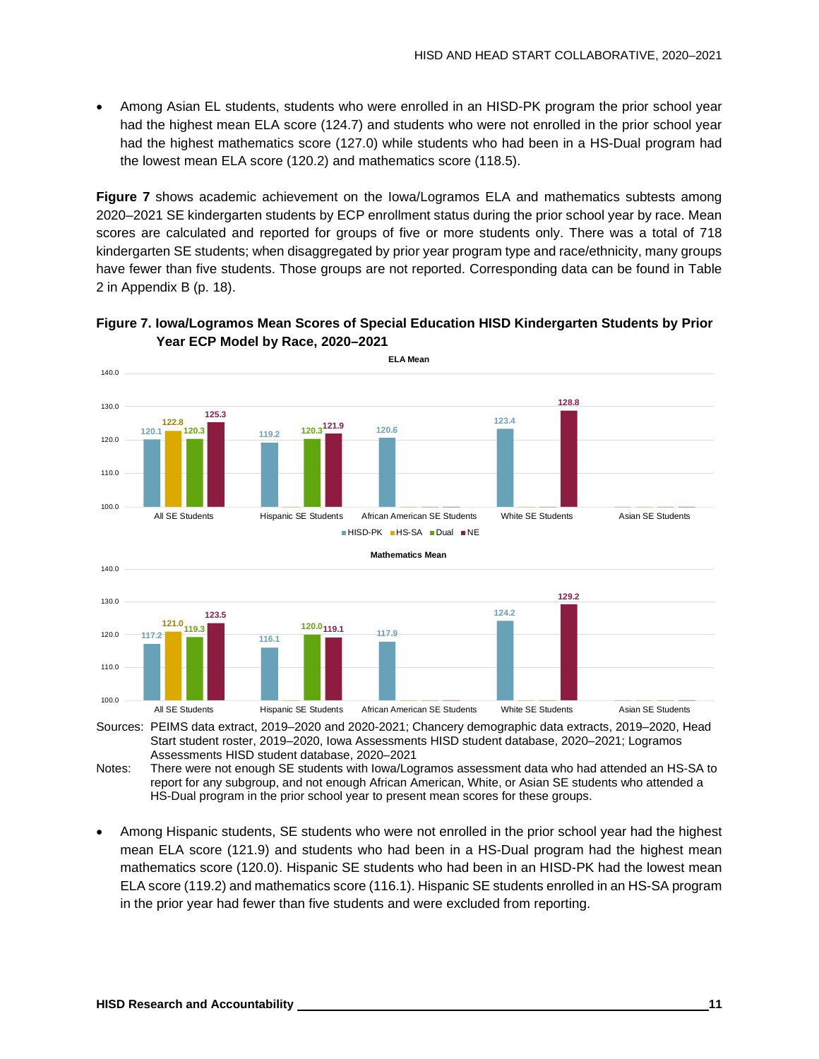- Among Asian EL students, students who were enrolled in an HISD-PK program the prior school year had the highest mean ELA score (124.7) and students who were not enrolled in the prior school year had the highest mathematics score (127.0) while students who had been in a HS-Dual program had the lowest mean ELA score (120.2) and mathematics score (118.5).

**Figure 7** shows academic achievement on the Iowa/Logramos ELA and mathematics subtests among 2020–2021 SE kindergarten students by ECP enrollment status during the prior school year by race. Mean scores are calculated and reported for groups of five or more students only. There was a total of 718 kindergarten SE students; when disaggregated by prior year program type and race/ethnicity, many groups have fewer than five students. Those groups are not reported. Corresponding data can be found in Table 2 in Appendix B (p. 18).

**Figure 7. Iowa/Logramos Mean Scores of Special Education HISD Kindergarten Students by Prior Year ECP Model by Race, 2020–2021**

ELA Mean

140.0
130.0
120.0
110.0
100.0

All SE Students: 120.1, 122.8, 120.3, 125.3
Hispanic SE Students: 119.2, 120.3, 121.9
African American SE Students: 120.6
White SE Students: 123.4, 128.8
Asian SE Students

HISD-PK, HS-SA, Dual, NE

Mathematics Mean

140.0
130.0
120.0
110.0
100.0

All SE Students: 117.2, 121.0, 119.3, 123.5
Hispanic SE Students: 116.1, 120.0, 119.1
African American SE Students: 117.9
White SE Students: 124.2, 129.2
Asian SE Students

Sources: PEIMS data extract, 2019–2020 and 2020-2021; Chancery demographic data extracts, 2019–2020, Head Start student roster, 2019–2020, Iowa Assessments HISD student database, 2020–2021; Logramos Assessments HISD student database, 2020–2021

Notes: There were not enough SE students with Iowa/Logramos assessment data who had attended an HS-SA to report for any subgroup, and not enough African American, White, or Asian SE students who attended a HS-Dual program in the prior school year to present mean scores for these groups.

- Among Hispanic students, SE students who were not enrolled in the prior school year had the highest mean ELA score (121.9) and students who had been in a HS-Dual program had the highest mean mathematics score (120.0). Hispanic SE students who had been in an HISD-PK had the lowest mean ELA score (119.2) and mathematics score (116.1). Hispanic SE students enrolled in an HS-SA program in the prior year had fewer than five students and were excluded from reporting.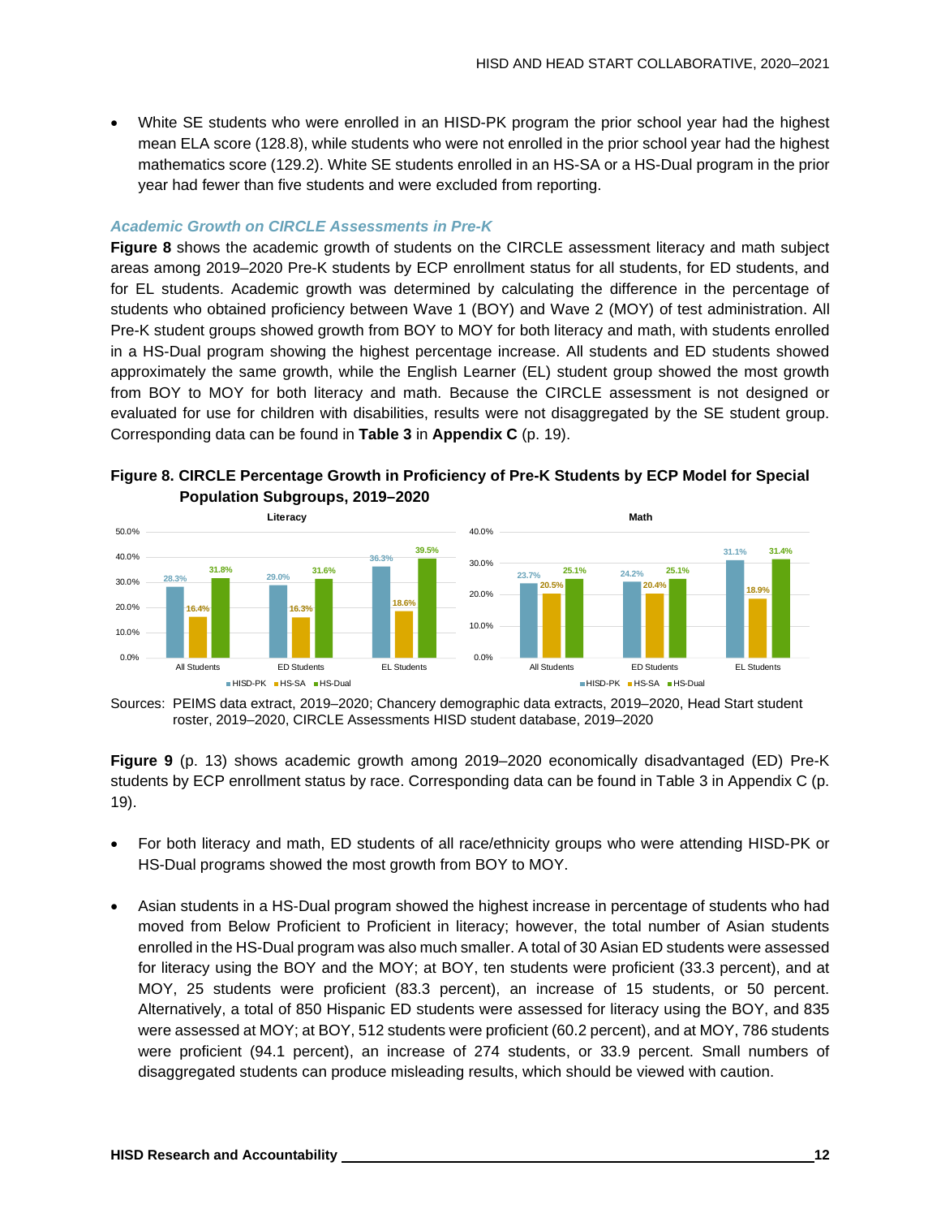- White SE students who were enrolled in an HISD-PK program the prior school year had the highest mean ELA score (128.8), while students who were not enrolled in the prior school year had the highest mathematics score (129.2). White SE students enrolled in an HS-SA or a HS-Dual program in the prior year had fewer than five students and were excluded from reporting.

### *Academic Growth on CIRCLE Assessments in Pre-K*

**Figure 8** shows the academic growth of students on the CIRCLE assessment literacy and math subject areas among 2019–2020 Pre-K students by ECP enrollment status for all students, for ED students, and for EL students. Academic growth was determined by calculating the difference in the percentage of students who obtained proficiency between Wave 1 (BOY) and Wave 2 (MOY) of test administration. All Pre-K student groups showed growth from BOY to MOY for both literacy and math, with students enrolled in a HS-Dual program showing the highest percentage increase. All students and ED students showed approximately the same growth, while the English Learner (EL) student group showed the most growth from BOY to MOY for both literacy and math. Because the CIRCLE assessment is not designed or evaluated for use for children with disabilities, results were not disaggregated by the SE student group. Corresponding data can be found in **Table 3** in **Appendix C** (p. 19).

**Figure 8. CIRCLE Percentage Growth in Proficiency of Pre-K Students by ECP Model for Special Population Subgroups, 2019–2020**

Literacy

50.0%
40.0%
30.0%
20.0%
10.0%
0.0%

All Students: 28.3% 16.4% 31.8%
ED Students: 29.0% 16.3% 31.6%
EL Students: 36.3% 18.6% 39.5%

HISD-PK HS-SA HS-Dual

Math

40.0%
30.0%
20.0%
10.0%
0.0%

All Students: 23.7% 20.5% 25.1%
ED Students: 24.2% 20.4% 25.1%
EL Students: 31.1% 18.9% 31.4%

HISD-PK HS-SA HS-Dual

Sources: PEIMS data extract, 2019–2020; Chancery demographic data extracts, 2019–2020, Head Start student roster, 2019–2020, CIRCLE Assessments HISD student database, 2019–2020

**Figure 9** (p. 13) shows academic growth among 2019–2020 economically disadvantaged (ED) Pre-K students by ECP enrollment status by race. Corresponding data can be found in Table 3 in Appendix C (p. 19).

- For both literacy and math, ED students of all race/ethnicity groups who were attending HISD-PK or HS-Dual programs showed the most growth from BOY to MOY.
- Asian students in a HS-Dual program showed the highest increase in percentage of students who had moved from Below Proficient to Proficient in literacy; however, the total number of Asian students enrolled in the HS-Dual program was also much smaller. A total of 30 Asian ED students were assessed for literacy using the BOY and the MOY; at BOY, ten students were proficient (33.3 percent), and at MOY, 25 students were proficient (83.3 percent), an increase of 15 students, or 50 percent. Alternatively, a total of 850 Hispanic ED students were assessed for literacy using the BOY, and 835 were assessed at MOY; at BOY, 512 students were proficient (60.2 percent), and at MOY, 786 students were proficient (94.1 percent), an increase of 274 students, or 33.9 percent. Small numbers of disaggregated students can produce misleading results, which should be viewed with caution.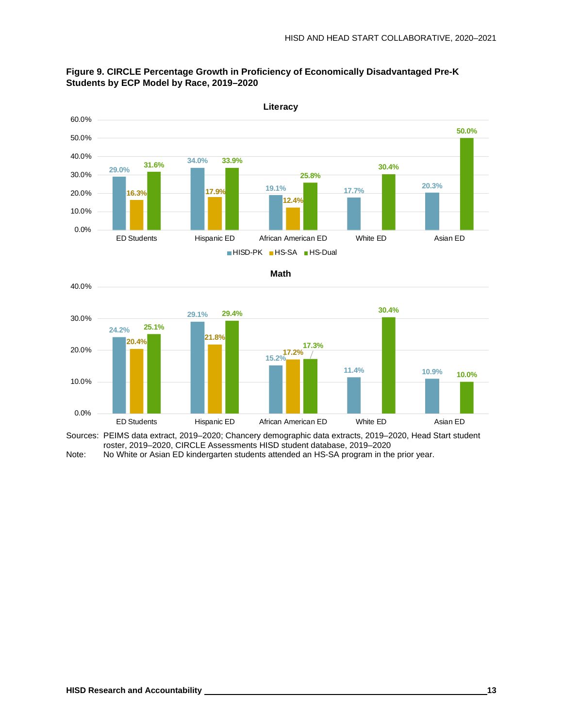**Figure 9. CIRCLE Percentage Growth in Proficiency of Economically Disadvantaged Pre-K Students by ECP Model by Race, 2019–2020**

Literacy

60.0%
50.0%
40.0%
30.0%
20.0%
10.0%
0.0%

ED Students: 29.0% 16.3% 31.6%
Hispanic ED: 34.0% 17.9% 33.9%
African American ED: 19.1% 12.4% 25.8%
White ED: 17.7% 30.4%
Asian ED: 20.3% 50.0%

HISD-PK HS-SA HS-Dual

Math

40.0%
30.0%
20.0%
10.0%
0.0%

ED Students: 24.2% 20.4% 25.1%
Hispanic ED: 29.1% 21.8% 29.4%
African American ED: 15.2% 17.2% 17.3%
White ED: 11.4% 30.4%
Asian ED: 10.9% 10.0%

Sources: PEIMS data extract, 2019–2020; Chancery demographic data extracts, 2019–2020, Head Start student roster, 2019–2020, CIRCLE Assessments HISD student database, 2019–2020

Note: No White or Asian ED kindergarten students attended an HS-SA program in the prior year.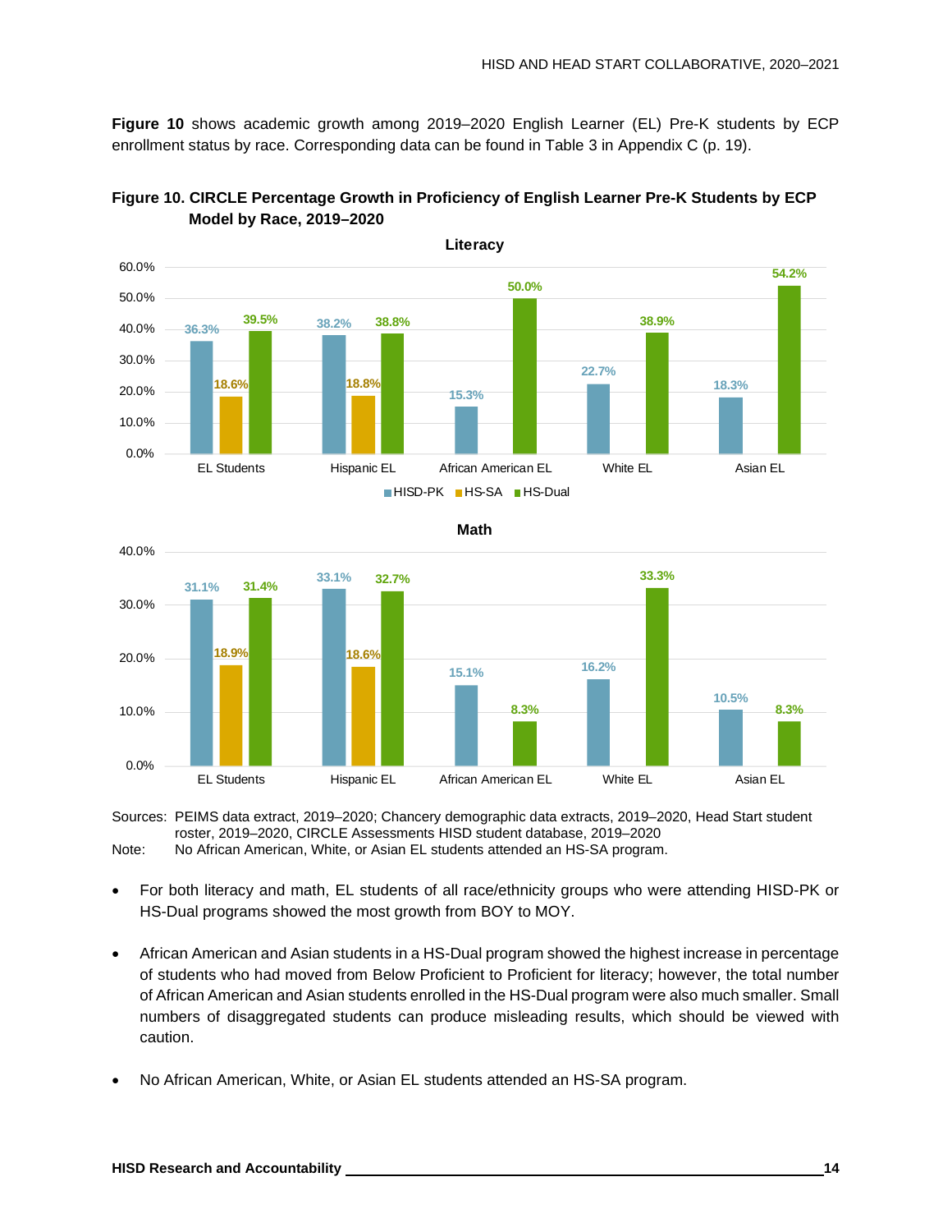**Figure 10** shows academic growth among 2019–2020 English Learner (EL) Pre-K students by ECP enrollment status by race. Corresponding data can be found in Table 3 in Appendix C (p. 19).

**Figure 10. CIRCLE Percentage Growth in Proficiency of English Learner Pre-K Students by ECP Model by Race, 2019–2020**

Literacy

60.0%
50.0%
40.0%
30.0%
20.0%
10.0%
0.0%

EL Students: 36.3%, 18.6%, 39.5%
Hispanic EL: 38.2%, 18.8%, 38.8%
African American EL: 15.3%, 50.0%
White EL: 22.7%, 38.9%
Asian EL: 18.3%, 54.2%

HISD-PK, HS-SA, HS-Dual

Math

40.0%
30.0%
20.0%
10.0%
0.0%

EL Students: 31.1%, 18.9%, 31.4%
Hispanic EL: 33.1%, 18.6%, 32.7%
African American EL: 15.1%, 8.3%
White EL: 16.2%, 33.3%
Asian EL: 10.5%, 8.3%

Sources: PEIMS data extract, 2019–2020; Chancery demographic data extracts, 2019–2020, Head Start student roster, 2019–2020, CIRCLE Assessments HISD student database, 2019–2020

Note: No African American, White, or Asian EL students attended an HS-SA program.

- For both literacy and math, EL students of all race/ethnicity groups who were attending HISD-PK or HS-Dual programs showed the most growth from BOY to MOY.
- African American and Asian students in a HS-Dual program showed the highest increase in percentage of students who had moved from Below Proficient to Proficient for literacy; however, the total number of African American and Asian students enrolled in the HS-Dual program were also much smaller. Small numbers of disaggregated students can produce misleading results, which should be viewed with caution.
- No African American, White, or Asian EL students attended an HS-SA program.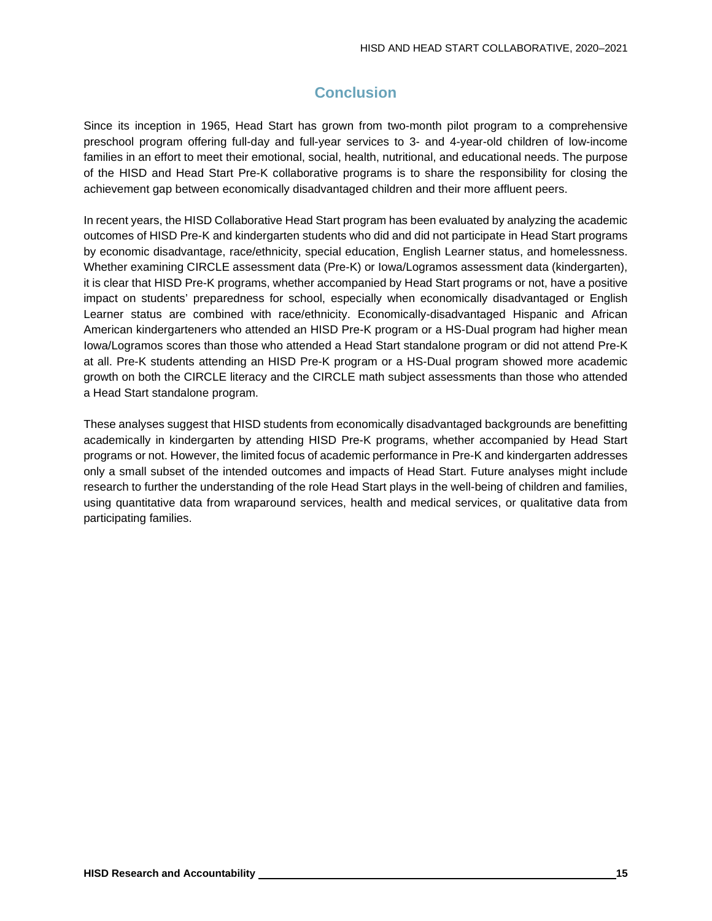## Conclusion

Since its inception in 1965, Head Start has grown from two-month pilot program to a comprehensive preschool program offering full-day and full-year services to 3- and 4-year-old children of low-income families in an effort to meet their emotional, social, health, nutritional, and educational needs. The purpose of the HISD and Head Start Pre-K collaborative programs is to share the responsibility for closing the achievement gap between economically disadvantaged children and their more affluent peers.

In recent years, the HISD Collaborative Head Start program has been evaluated by analyzing the academic outcomes of HISD Pre-K and kindergarten students who did and did not participate in Head Start programs by economic disadvantage, race/ethnicity, special education, English Learner status, and homelessness. Whether examining CIRCLE assessment data (Pre-K) or Iowa/Logramos assessment data (kindergarten), it is clear that HISD Pre-K programs, whether accompanied by Head Start programs or not, have a positive impact on students' preparedness for school, especially when economically disadvantaged or English Learner status are combined with race/ethnicity. Economically-disadvantaged Hispanic and African American kindergarteners who attended an HISD Pre-K program or a HS-Dual program had higher mean Iowa/Logramos scores than those who attended a Head Start standalone program or did not attend Pre-K at all. Pre-K students attending an HISD Pre-K program or a HS-Dual program showed more academic growth on both the CIRCLE literacy and the CIRCLE math subject assessments than those who attended a Head Start standalone program.

These analyses suggest that HISD students from economically disadvantaged backgrounds are benefitting academically in kindergarten by attending HISD Pre-K programs, whether accompanied by Head Start programs or not. However, the limited focus of academic performance in Pre-K and kindergarten addresses only a small subset of the intended outcomes and impacts of Head Start. Future analyses might include research to further the understanding of the role Head Start plays in the well-being of children and families, using quantitative data from wraparound services, health and medical services, or qualitative data from participating families.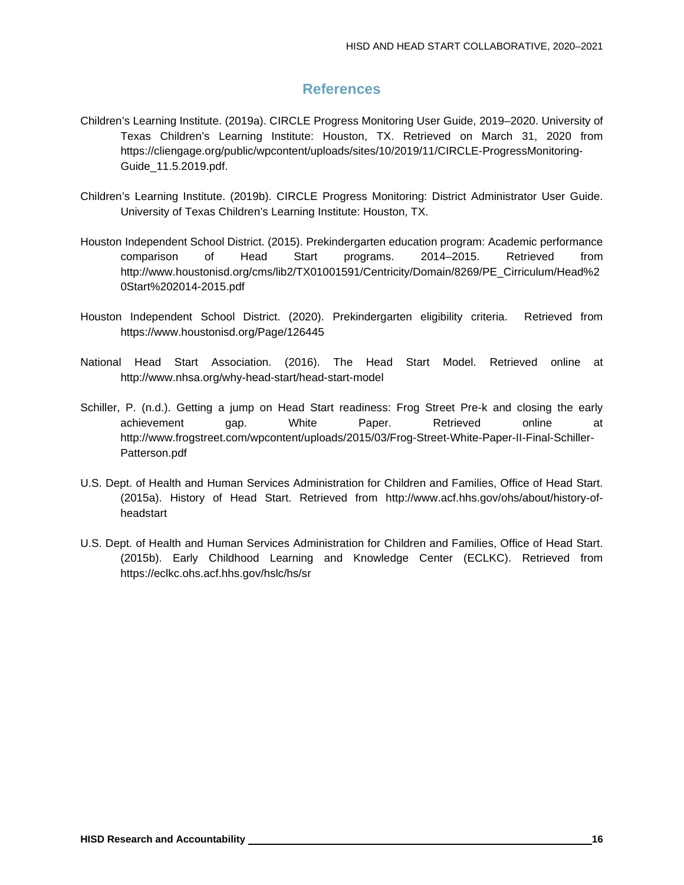# References

Children's Learning Institute. (2019a). CIRCLE Progress Monitoring User Guide, 2019–2020. University of Texas Children's Learning Institute: Houston, TX. Retrieved on March 31, 2020 from https://cliengage.org/public/wpcontent/uploads/sites/10/2019/11/CIRCLE-ProgressMonitoring-Guide_11.5.2019.pdf.

Children's Learning Institute. (2019b). CIRCLE Progress Monitoring: District Administrator User Guide. University of Texas Children's Learning Institute: Houston, TX.

Houston Independent School District. (2015). Prekindergarten education program: Academic performance comparison of Head Start programs. 2014–2015. Retrieved from http://www.houstonisd.org/cms/lib2/TX01001591/Centricity/Domain/8269/PE_Cirriculum/Head%20Start%202014-2015.pdf

Houston Independent School District. (2020). Prekindergarten eligibility criteria. Retrieved from https://www.houstonisd.org/Page/126445

National Head Start Association. (2016). The Head Start Model. Retrieved online at http://www.nhsa.org/why-head-start/head-start-model

Schiller, P. (n.d.). Getting a jump on Head Start readiness: Frog Street Pre-k and closing the early achievement gap. White Paper. Retrieved online at http://www.frogstreet.com/wpcontent/uploads/2015/03/Frog-Street-White-Paper-II-Final-Schiller-Patterson.pdf

U.S. Dept. of Health and Human Services Administration for Children and Families, Office of Head Start. (2015a). History of Head Start. Retrieved from http://www.acf.hhs.gov/ohs/about/history-of-headstart

U.S. Dept. of Health and Human Services Administration for Children and Families, Office of Head Start. (2015b). Early Childhood Learning and Knowledge Center (ECLKC). Retrieved from https://eclkc.ohs.acf.hhs.gov/hslc/hs/sr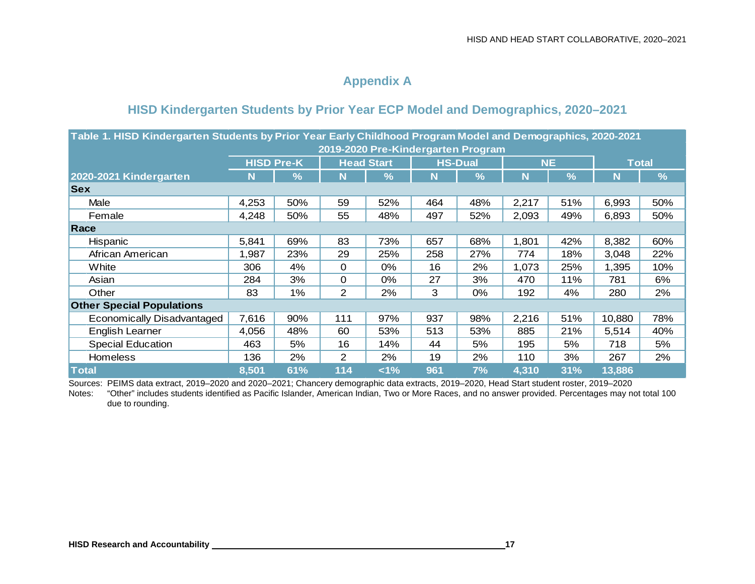# Appendix A

## HISD Kindergarten Students by Prior Year ECP Model and Demographics, 2020–2021

**Table 1. HISD Kindergarten Students by Prior Year Early Childhood Program Model and Demographics, 2020-2021**

| | 2019-2020 Pre-Kindergarten Program | | | | | | | | | |
|---|---|---|---|---|---|---|---|---|---|---|
| | HISD Pre-K | | Head Start | | HS-Dual | | NE | | Total | |
| 2020-2021 Kindergarten | N | % | N | % | N | % | N | % | N | % |
| **Sex** | | | | | | | | | | |
| Male | 4,253 | 50% | 59 | 52% | 464 | 48% | 2,217 | 51% | 6,993 | 50% |
| Female | 4,248 | 50% | 55 | 48% | 497 | 52% | 2,093 | 49% | 6,893 | 50% |
| **Race** | | | | | | | | | | |
| Hispanic | 5,841 | 69% | 83 | 73% | 657 | 68% | 1,801 | 42% | 8,382 | 60% |
| African American | 1,987 | 23% | 29 | 25% | 258 | 27% | 774 | 18% | 3,048 | 22% |
| White | 306 | 4% | 0 | 0% | 16 | 2% | 1,073 | 25% | 1,395 | 10% |
| Asian | 284 | 3% | 0 | 0% | 27 | 3% | 470 | 11% | 781 | 6% |
| Other | 83 | 1% | 2 | 2% | 3 | 0% | 192 | 4% | 280 | 2% |
| **Other Special Populations** | | | | | | | | | | |
| Economically Disadvantaged | 7,616 | 90% | 111 | 97% | 937 | 98% | 2,216 | 51% | 10,880 | 78% |
| English Learner | 4,056 | 48% | 60 | 53% | 513 | 53% | 885 | 21% | 5,514 | 40% |
| Special Education | 463 | 5% | 16 | 14% | 44 | 5% | 195 | 5% | 718 | 5% |
| Homeless | 136 | 2% | 2 | 2% | 19 | 2% | 110 | 3% | 267 | 2% |
| **Total** | **8,501** | **61%** | **114** | **<1%** | **961** | **7%** | **4,310** | **31%** | **13,886** | |

Sources: PEIMS data extract, 2019–2020 and 2020–2021; Chancery demographic data extracts, 2019–2020, Head Start student roster, 2019–2020

Notes: “Other” includes students identified as Pacific Islander, American Indian, Two or More Races, and no answer provided. Percentages may not total 100 due to rounding.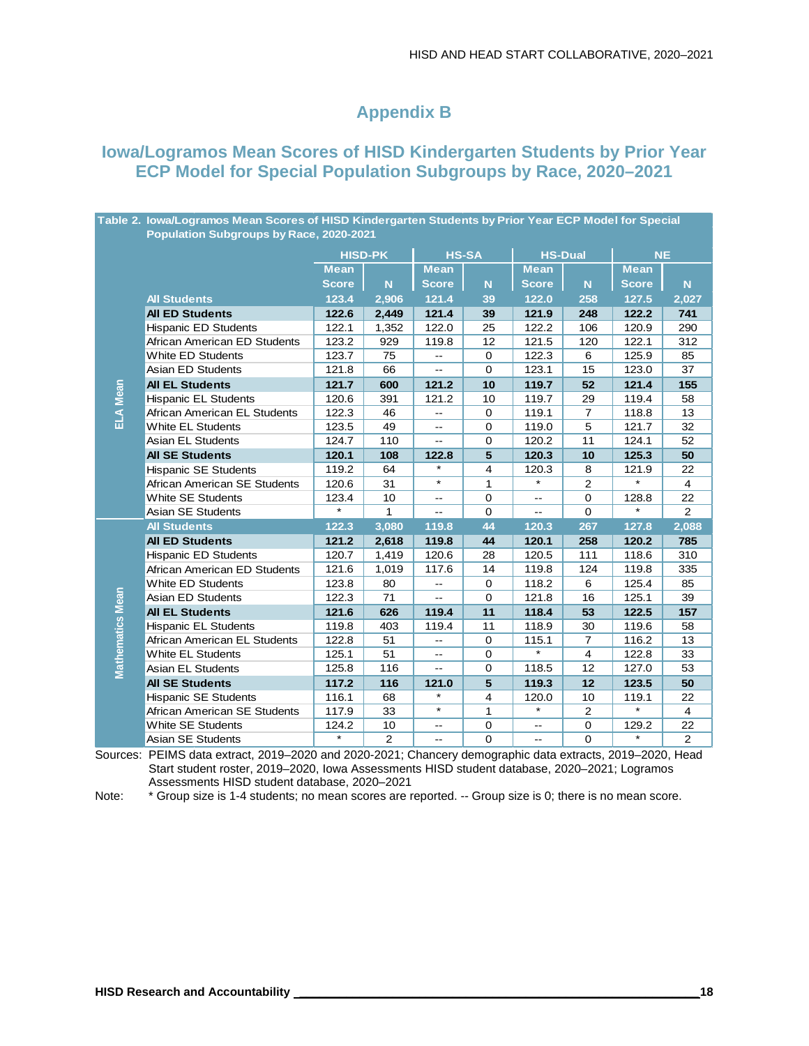# Appendix B

## Iowa/Logramos Mean Scores of HISD Kindergarten Students by Prior Year ECP Model for Special Population Subgroups by Race, 2020–2021

**Table 2. Iowa/Logramos Mean Scores of HISD Kindergarten Students by Prior Year ECP Model for Special Population Subgroups by Race, 2020-2021**

| | | HISD-PK | | HS-SA | | HS-Dual | | NE | |
|---|---|---|---|---|---|---|---|---|---|
| | | Mean Score | N | Mean Score | N | Mean Score | N | Mean Score | N |
| ELA Mean | **All Students** | **123.4** | **2,906** | **121.4** | **39** | **122.0** | **258** | **127.5** | **2,027** |
| | **All ED Students** | **122.6** | **2,449** | **121.4** | **39** | **121.9** | **248** | **122.2** | **741** |
| | Hispanic ED Students | 122.1 | 1,352 | 122.0 | 25 | 122.2 | 106 | 120.9 | 290 |
| | African American ED Students | 123.2 | 929 | 119.8 | 12 | 121.5 | 120 | 122.1 | 312 |
| | White ED Students | 123.7 | 75 | -- | 0 | 122.3 | 6 | 125.9 | 85 |
| | Asian ED Students | 121.8 | 66 | -- | 0 | 123.1 | 15 | 123.0 | 37 |
| | **All EL Students** | **121.7** | **600** | **121.2** | **10** | **119.7** | **52** | **121.4** | **155** |
| | Hispanic EL Students | 120.6 | 391 | 121.2 | 10 | 119.7 | 29 | 119.4 | 58 |
| | African American EL Students | 122.3 | 46 | -- | 0 | 119.1 | 7 | 118.8 | 13 |
| | White EL Students | 123.5 | 49 | -- | 0 | 119.0 | 5 | 121.7 | 32 |
| | Asian EL Students | 124.7 | 110 | -- | 0 | 120.2 | 11 | 124.1 | 52 |
| | **All SE Students** | **120.1** | **108** | **122.8** | **5** | **120.3** | **10** | **125.3** | **50** |
| | Hispanic SE Students | 119.2 | 64 | * | 4 | 120.3 | 8 | 121.9 | 22 |
| | African American SE Students | 120.6 | 31 | * | 1 | * | 2 | * | 4 |
| | White SE Students | 123.4 | 10 | -- | 0 | -- | 0 | 128.8 | 22 |
| | Asian SE Students | * | 1 | -- | 0 | -- | 0 | * | 2 |
| Mathematics Mean | **All Students** | **122.3** | **3,080** | **119.8** | **44** | **120.3** | **267** | **127.8** | **2,088** |
| | **All ED Students** | **121.2** | **2,618** | **119.8** | **44** | **120.1** | **258** | **120.2** | **785** |
| | Hispanic ED Students | 120.7 | 1,419 | 120.6 | 28 | 120.5 | 111 | 118.6 | 310 |
| | African American ED Students | 121.6 | 1,019 | 117.6 | 14 | 119.8 | 124 | 119.8 | 335 |
| | White ED Students | 123.8 | 80 | -- | 0 | 118.2 | 6 | 125.4 | 85 |
| | Asian ED Students | 122.3 | 71 | -- | 0 | 121.8 | 16 | 125.1 | 39 |
| | **All EL Students** | **121.6** | **626** | **119.4** | **11** | **118.4** | **53** | **122.5** | **157** |
| | Hispanic EL Students | 119.8 | 403 | 119.4 | 11 | 118.9 | 30 | 119.6 | 58 |
| | African American EL Students | 122.8 | 51 | -- | 0 | 115.1 | 7 | 116.2 | 13 |
| | White EL Students | 125.1 | 51 | -- | 0 | * | 4 | 122.8 | 33 |
| | Asian EL Students | 125.8 | 116 | -- | 0 | 118.5 | 12 | 127.0 | 53 |
| | **All SE Students** | **117.2** | **116** | **121.0** | **5** | **119.3** | **12** | **123.5** | **50** |
| | Hispanic SE Students | 116.1 | 68 | * | 4 | 120.0 | 10 | 119.1 | 22 |
| | African American SE Students | 117.9 | 33 | * | 1 | * | 2 | * | 4 |
| | White SE Students | 124.2 | 10 | -- | 0 | -- | 0 | 129.2 | 22 |
| | Asian SE Students | * | 2 | -- | 0 | -- | 0 | * | 2 |

Sources: PEIMS data extract, 2019–2020 and 2020-2021; Chancery demographic data extracts, 2019–2020, Head Start student roster, 2019–2020, Iowa Assessments HISD student database, 2020–2021; Logramos Assessments HISD student database, 2020–2021

Note: * Group size is 1-4 students; no mean scores are reported. -- Group size is 0; there is no mean score.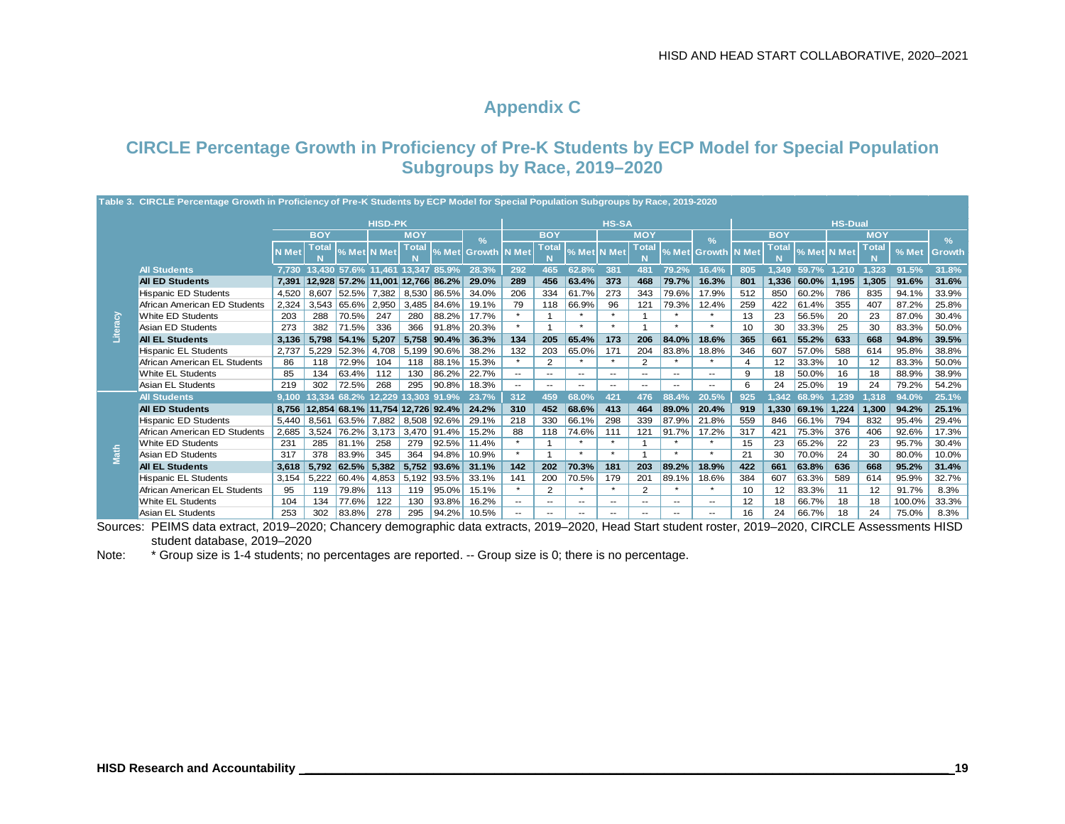# Appendix C

## CIRCLE Percentage Growth in Proficiency of Pre-K Students by ECP Model for Special Population Subgroups by Race, 2019–2020

Table 3. CIRCLE Percentage Growth in Proficiency of Pre-K Students by ECP Model for Special Population Subgroups by Race, 2019-2020

| | | HISD-PK | | | | | | | HS-SA | | | | | | | HS-Dual | | | | | | |
|---|---|---|---|---|---|---|---|---|---|---|---|---|---|---|---|---|---|---|---|---|---|---|
| | | BOY | | | MOY | | | % | BOY | | | MOY | | | % | BOY | | | MOY | | | % |
| | | N Met | Total N | % Met | N Met | Total N | % Met | Growth | N Met | Total N | % Met | N Met | Total N | % Met | Growth | N Met | Total N | % Met | N Met | Total N | % Met | Growth |
| Literacy | **All Students** | **7,730** | **13,430** | **57.6%** | **11,461** | **13,347** | **85.9%** | **28.3%** | **292** | **465** | **62.8%** | **381** | **481** | **79.2%** | **16.4%** | **805** | **1,349** | **59.7%** | **1,210** | **1,323** | **91.5%** | **31.8%** |
| | **All ED Students** | **7,391** | **12,928** | **57.2%** | **11,001** | **12,766** | **86.2%** | **29.0%** | **289** | **456** | **63.4%** | **373** | **468** | **79.7%** | **16.3%** | **801** | **1,336** | **60.0%** | **1,195** | **1,305** | **91.6%** | **31.6%** |
| | Hispanic ED Students | 4,520 | 8,607 | 52.5% | 7,382 | 8,530 | 86.5% | 34.0% | 206 | 334 | 61.7% | 273 | 343 | 79.6% | 17.9% | 512 | 850 | 60.2% | 786 | 835 | 94.1% | 33.9% |
| | African American ED Students | 2,324 | 3,543 | 65.6% | 2,950 | 3,485 | 84.6% | 19.1% | 79 | 118 | 66.9% | 96 | 121 | 79.3% | 12.4% | 259 | 422 | 61.4% | 355 | 407 | 87.2% | 25.8% |
| | White ED Students | 203 | 288 | 70.5% | 247 | 280 | 88.2% | 17.7% | * | 1 | * | * | 1 | * | * | 13 | 23 | 56.5% | 20 | 23 | 87.0% | 30.4% |
| | Asian ED Students | 273 | 382 | 71.5% | 336 | 366 | 91.8% | 20.3% | * | 1 | * | * | 1 | * | * | 10 | 30 | 33.3% | 25 | 30 | 83.3% | 50.0% |
| | **All EL Students** | **3,136** | **5,798** | **54.1%** | **5,207** | **5,758** | **90.4%** | **36.3%** | **134** | **205** | **65.4%** | **173** | **206** | **84.0%** | **18.6%** | **365** | **661** | **55.2%** | **633** | **668** | **94.8%** | **39.5%** |
| | Hispanic EL Students | 2,737 | 5,229 | 52.3% | 4,708 | 5,199 | 90.6% | 38.2% | 132 | 203 | 65.0% | 171 | 204 | 83.8% | 18.8% | 346 | 607 | 57.0% | 588 | 614 | 95.8% | 38.8% |
| | African American EL Students | 86 | 118 | 72.9% | 104 | 118 | 88.1% | 15.3% | * | 2 | * | * | 2 | * | * | 4 | 12 | 33.3% | 10 | 12 | 83.3% | 50.0% |
| | White EL Students | 85 | 134 | 63.4% | 112 | 130 | 86.2% | 22.7% | -- | -- | -- | -- | -- | -- | -- | 9 | 18 | 50.0% | 16 | 18 | 88.9% | 38.9% |
| | Asian EL Students | 219 | 302 | 72.5% | 268 | 295 | 90.8% | 18.3% | -- | -- | -- | -- | -- | -- | -- | 6 | 24 | 25.0% | 19 | 24 | 79.2% | 54.2% |
| Math | **All Students** | **9,100** | **13,334** | **68.2%** | **12,229** | **13,303** | **91.9%** | **23.7%** | **312** | **459** | **68.0%** | **421** | **476** | **88.4%** | **20.5%** | **925** | **1,342** | **68.9%** | **1,239** | **1,318** | **94.0%** | **25.1%** |
| | **All ED Students** | **8,756** | **12,854** | **68.1%** | **11,754** | **12,726** | **92.4%** | **24.2%** | **310** | **452** | **68.6%** | **413** | **464** | **89.0%** | **20.4%** | **919** | **1,330** | **69.1%** | **1,224** | **1,300** | **94.2%** | **25.1%** |
| | Hispanic ED Students | 5,440 | 8,561 | 63.5% | 7,882 | 8,508 | 92.6% | 29.1% | 218 | 330 | 66.1% | 298 | 339 | 87.9% | 21.8% | 559 | 846 | 66.1% | 794 | 832 | 95.4% | 29.4% |
| | African American ED Students | 2,685 | 3,524 | 76.2% | 3,173 | 3,470 | 91.4% | 15.2% | 88 | 118 | 74.6% | 111 | 121 | 91.7% | 17.2% | 317 | 421 | 75.3% | 376 | 406 | 92.6% | 17.3% |
| | White ED Students | 231 | 285 | 81.1% | 258 | 279 | 92.5% | 11.4% | * | 1 | * | * | 1 | * | * | 15 | 23 | 65.2% | 22 | 23 | 95.7% | 30.4% |
| | Asian ED Students | 317 | 378 | 83.9% | 345 | 364 | 94.8% | 10.9% | * | 1 | * | * | 1 | * | * | 21 | 30 | 70.0% | 24 | 30 | 80.0% | 10.0% |
| | **All EL Students** | **3,618** | **5,792** | **62.5%** | **5,382** | **5,752** | **93.6%** | **31.1%** | **142** | **202** | **70.3%** | **181** | **203** | **89.2%** | **18.9%** | **422** | **661** | **63.8%** | **636** | **668** | **95.2%** | **31.4%** |
| | Hispanic EL Students | 3,154 | 5,222 | 60.4% | 4,853 | 5,192 | 93.5% | 33.1% | 141 | 200 | 70.5% | 179 | 201 | 89.1% | 18.6% | 384 | 607 | 63.3% | 589 | 614 | 95.9% | 32.7% |
| | African American EL Students | 95 | 119 | 79.8% | 113 | 119 | 95.0% | 15.1% | * | 2 | * | * | 2 | * | * | 10 | 12 | 83.3% | 11 | 12 | 91.7% | 8.3% |
| | White EL Students | 104 | 134 | 77.6% | 122 | 130 | 93.8% | 16.2% | -- | -- | -- | -- | -- | -- | -- | 12 | 18 | 66.7% | 18 | 18 | 100.0% | 33.3% |
| | Asian EL Students | 253 | 302 | 83.8% | 278 | 295 | 94.2% | 10.5% | -- | -- | -- | -- | -- | -- | -- | 16 | 24 | 66.7% | 18 | 24 | 75.0% | 8.3% |

Sources: PEIMS data extract, 2019–2020; Chancery demographic data extracts, 2019–2020, Head Start student roster, 2019–2020, CIRCLE Assessments HISD student database, 2019–2020

Note: * Group size is 1-4 students; no percentages are reported. -- Group size is 0; there is no percentage.